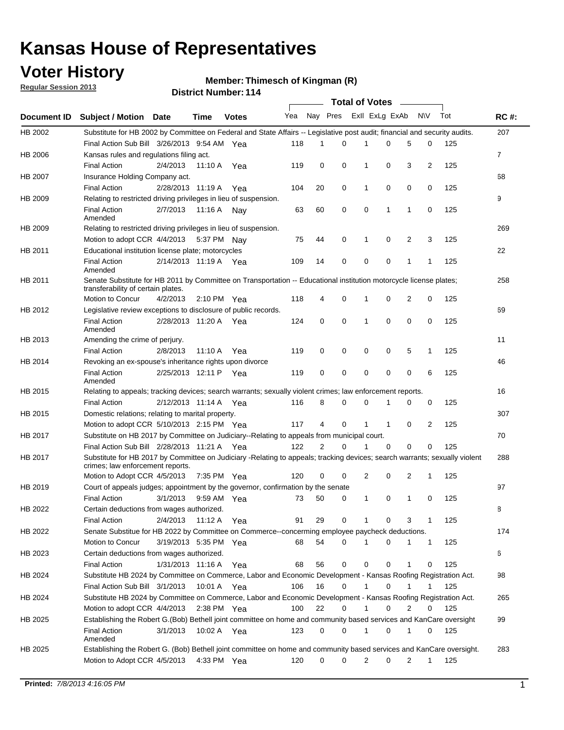# Kansas House of Representatives

## Voter History

**Regular Session 2013**

**Member: Thimesch of Kingman (R)**

**District Number: 114**

| Document ID | Subject / Motion | Date | Time | Votes | Yea | Nay | Pres | ExII | ExLg | ExAb | N\V | Tot | RC #: |
|---|---|---|---|---|---|---|---|---|---|---|---|---|---|
| HB 2002 | Substitute for HB 2002 by Committee on Federal and State Affairs -- Legislative post audit; financial and security audits. | | | | | | | | | | | | 207 |
| | Final Action Sub Bill | 3/26/2013 | 9:54 AM | Yea | 118 | 1 | 0 | 1 | 0 | 5 | 0 | 125 | |
| HB 2006 | Kansas rules and regulations filing act. | | | | | | | | | | | | 7 |
| | Final Action | 2/4/2013 | 11:10 A | Yea | 119 | 0 | 0 | 1 | 0 | 3 | 2 | 125 | |
| HB 2007 | Insurance Holding Company act. | | | | | | | | | | | | 68 |
| | Final Action | 2/28/2013 | 11:19 A | Yea | 104 | 20 | 0 | 1 | 0 | 0 | 0 | 125 | |
| HB 2009 | Relating to restricted driving privileges in lieu of suspension. | | | | | | | | | | | | 9 |
| | Final Action Amended | 2/7/2013 | 11:16 A | Nay | 63 | 60 | 0 | 0 | 1 | 1 | 0 | 125 | |
| HB 2009 | Relating to restricted driving privileges in lieu of suspension. | | | | | | | | | | | | 269 |
| | Motion to adopt CCR | 4/4/2013 | 5:37 PM | Nay | 75 | 44 | 0 | 1 | 0 | 2 | 3 | 125 | |
| HB 2011 | Educational institution license plate; motorcycles | | | | | | | | | | | | 22 |
| | Final Action Amended | 2/14/2013 | 11:19 A | Yea | 109 | 14 | 0 | 0 | 0 | 1 | 1 | 125 | |
| HB 2011 | Senate Substitute for HB 2011 by Committee on Transportation -- Educational institution motorcycle license plates; transferability of certain plates. | | | | | | | | | | | | 258 |
| | Motion to Concur | 4/2/2013 | 2:10 PM | Yea | 118 | 4 | 0 | 1 | 0 | 2 | 0 | 125 | |
| HB 2012 | Legislative review exceptions to disclosure of public records. | | | | | | | | | | | | 69 |
| | Final Action Amended | 2/28/2013 | 11:20 A | Yea | 124 | 0 | 0 | 1 | 0 | 0 | 0 | 125 | |
| HB 2013 | Amending the crime of perjury. | | | | | | | | | | | | 11 |
| | Final Action | 2/8/2013 | 11:10 A | Yea | 119 | 0 | 0 | 0 | 0 | 5 | 1 | 125 | |
| HB 2014 | Revoking an ex-spouse's inheritance rights upon divorce | | | | | | | | | | | | 46 |
| | Final Action Amended | 2/25/2013 | 12:11 P | Yea | 119 | 0 | 0 | 0 | 0 | 0 | 6 | 125 | |
| HB 2015 | Relating to appeals; tracking devices; search warrants; sexually violent crimes; law enforcement reports. | | | | | | | | | | | | 16 |
| | Final Action | 2/12/2013 | 11:14 A | Yea | 116 | 8 | 0 | 0 | 1 | 0 | 0 | 125 | |
| HB 2015 | Domestic relations; relating to marital property. | | | | | | | | | | | | 307 |
| | Motion to adopt CCR | 5/10/2013 | 2:15 PM | Yea | 117 | 4 | 0 | 1 | 1 | 0 | 2 | 125 | |
| HB 2017 | Substitute on HB 2017 by Committee on Judiciary--Relating to appeals from municipal court. | | | | | | | | | | | | 70 |
| | Final Action Sub Bill | 2/28/2013 | 11:21 A | Yea | 122 | 2 | 0 | 1 | 0 | 0 | 0 | 125 | |
| HB 2017 | Substitute for HB 2017 by Committee on Judiciary -Relating to appeals; tracking devices; search warrants; sexually violent crimes; law enforcement reports. | | | | | | | | | | | | 288 |
| | Motion to Adopt CCR | 4/5/2013 | 7:35 PM | Yea | 120 | 0 | 0 | 2 | 0 | 2 | 1 | 125 | |
| HB 2019 | Court of appeals judges; appointment by the governor, confirmation by the senate | | | | | | | | | | | | 97 |
| | Final Action | 3/1/2013 | 9:59 AM | Yea | 73 | 50 | 0 | 1 | 0 | 1 | 0 | 125 | |
| HB 2022 | Certain deductions from wages authorized. | | | | | | | | | | | | 8 |
| | Final Action | 2/4/2013 | 11:12 A | Yea | 91 | 29 | 0 | 1 | 0 | 3 | 1 | 125 | |
| HB 2022 | Senate Substitue for HB 2022 by Committee on Commerce--concerning employee paycheck deductions. | | | | | | | | | | | | 174 |
| | Motion to Concur | 3/19/2013 | 5:35 PM | Yea | 68 | 54 | 0 | 1 | 0 | 1 | 1 | 125 | |
| HB 2023 | Certain deductions from wages authorized. | | | | | | | | | | | | 6 |
| | Final Action | 1/31/2013 | 11:16 A | Yea | 68 | 56 | 0 | 0 | 0 | 1 | 0 | 125 | |
| HB 2024 | Substitute HB 2024 by Committee on Commerce, Labor and Economic Development - Kansas Roofing Registration Act. | | | | | | | | | | | | 98 |
| | Final Action Sub Bill | 3/1/2013 | 10:01 A | Yea | 106 | 16 | 0 | 1 | 0 | 1 | 1 | 125 | |
| HB 2024 | Substitute HB 2024 by Committee on Commerce, Labor and Economic Development - Kansas Roofing Registration Act. | | | | | | | | | | | | 265 |
| | Motion to adopt CCR | 4/4/2013 | 2:38 PM | Yea | 100 | 22 | 0 | 1 | 0 | 2 | 0 | 125 | |
| HB 2025 | Establishing the Robert G.(Bob) Bethell joint committee on home and community based services and KanCare oversight | | | | | | | | | | | | 99 |
| | Final Action Amended | 3/1/2013 | 10:02 A | Yea | 123 | 0 | 0 | 1 | 0 | 1 | 0 | 125 | |
| HB 2025 | Establishing the Robert G. (Bob) Bethell joint committee on home and community based services and KanCare oversight. | | | | | | | | | | | | 283 |
| | Motion to Adopt CCR | 4/5/2013 | 4:33 PM | Yea | 120 | 0 | 0 | 2 | 0 | 2 | 1 | 125 | |

**Printed:** *7/8/2013 4:16:05 PM*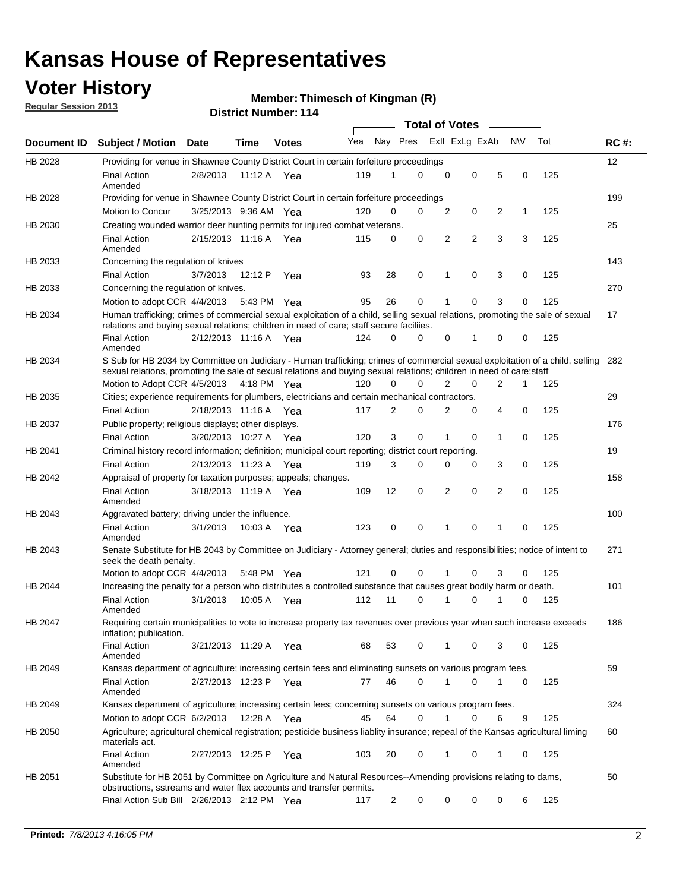# Kansas House of Representatives

## Voter History

**Regular Session 2013**

**Member: Thimesch of Kingman (R)**

**District Number: 114**

| Document ID | Subject / Motion | Date | Time | Votes | Yea | Nay | Pres | ExII | ExLg | ExAb | N\V | Tot | RC #: |
|---|---|---|---|---|---|---|---|---|---|---|---|---|---|
| HB 2028 | Providing for venue in Shawnee County District Court in certain forfeiture proceedings | | | | | | | | | | | | 12 |
| | Final Action Amended | 2/8/2013 | 11:12 A | Yea | 119 | 1 | 0 | 0 | 0 | 5 | 0 | 125 | |
| HB 2028 | Providing for venue in Shawnee County District Court in certain forfeiture proceedings | | | | | | | | | | | | 199 |
| | Motion to Concur | 3/25/2013 | 9:36 AM | Yea | 120 | 0 | 0 | 2 | 0 | 2 | 1 | 125 | |
| HB 2030 | Creating wounded warrior deer hunting permits for injured combat veterans. | | | | | | | | | | | | 25 |
| | Final Action Amended | 2/15/2013 | 11:16 A | Yea | 115 | 0 | 0 | 2 | 2 | 3 | 3 | 125 | |
| HB 2033 | Concerning the regulation of knives | | | | | | | | | | | | 143 |
| | Final Action | 3/7/2013 | 12:12 P | Yea | 93 | 28 | 0 | 1 | 0 | 3 | 0 | 125 | |
| HB 2033 | Concerning the regulation of knives. | | | | | | | | | | | | 270 |
| | Motion to adopt CCR | 4/4/2013 | 5:43 PM | Yea | 95 | 26 | 0 | 1 | 0 | 3 | 0 | 125 | |
| HB 2034 | Human trafficking; crimes of commercial sexual exploitation of a child, selling sexual relations, promoting the sale of sexual relations and buying sexual relations; children in need of care; staff secure faciliies. | | | | | | | | | | | | 17 |
| | Final Action Amended | 2/12/2013 | 11:16 A | Yea | 124 | 0 | 0 | 0 | 1 | 0 | 0 | 125 | |
| HB 2034 | S Sub for HB 2034 by Committee on Judiciary - Human trafficking; crimes of commercial sexual exploitation of a child, selling sexual relations, promoting the sale of sexual relations and buying sexual relations; children in need of care;staff | | | | | | | | | | | | 282 |
| | Motion to Adopt CCR | 4/5/2013 | 4:18 PM | Yea | 120 | 0 | 0 | 2 | 0 | 2 | 1 | 125 | |
| HB 2035 | Cities; experience requirements for plumbers, electricians and certain mechanical contractors. | | | | | | | | | | | | 29 |
| | Final Action | 2/18/2013 | 11:16 A | Yea | 117 | 2 | 0 | 2 | 0 | 4 | 0 | 125 | |
| HB 2037 | Public property; religious displays; other displays. | | | | | | | | | | | | 176 |
| | Final Action | 3/20/2013 | 10:27 A | Yea | 120 | 3 | 0 | 1 | 0 | 1 | 0 | 125 | |
| HB 2041 | Criminal history record information; definition; municipal court reporting; district court reporting. | | | | | | | | | | | | 19 |
| | Final Action | 2/13/2013 | 11:23 A | Yea | 119 | 3 | 0 | 0 | 0 | 3 | 0 | 125 | |
| HB 2042 | Appraisal of property for taxation purposes; appeals; changes. | | | | | | | | | | | | 158 |
| | Final Action Amended | 3/18/2013 | 11:19 A | Yea | 109 | 12 | 0 | 2 | 0 | 2 | 0 | 125 | |
| HB 2043 | Aggravated battery; driving under the influence. | | | | | | | | | | | | 100 |
| | Final Action Amended | 3/1/2013 | 10:03 A | Yea | 123 | 0 | 0 | 1 | 0 | 1 | 0 | 125 | |
| HB 2043 | Senate Substitute for HB 2043 by Committee on Judiciary - Attorney general; duties and responsibilities; notice of intent to seek the death penalty. | | | | | | | | | | | | 271 |
| | Motion to adopt CCR | 4/4/2013 | 5:48 PM | Yea | 121 | 0 | 0 | 1 | 0 | 3 | 0 | 125 | |
| HB 2044 | Increasing the penalty for a person who distributes a controlled substance that causes great bodily harm or death. | | | | | | | | | | | | 101 |
| | Final Action Amended | 3/1/2013 | 10:05 A | Yea | 112 | 11 | 0 | 1 | 0 | 1 | 0 | 125 | |
| HB 2047 | Requiring certain municipalities to vote to increase property tax revenues over previous year when such increase exceeds inflation; publication. | | | | | | | | | | | | 186 |
| | Final Action Amended | 3/21/2013 | 11:29 A | Yea | 68 | 53 | 0 | 1 | 0 | 3 | 0 | 125 | |
| HB 2049 | Kansas department of agriculture; increasing certain fees and eliminating sunsets on various program fees. | | | | | | | | | | | | 59 |
| | Final Action Amended | 2/27/2013 | 12:23 P | Yea | 77 | 46 | 0 | 1 | 0 | 1 | 0 | 125 | |
| HB 2049 | Kansas department of agriculture; increasing certain fees; concerning sunsets on various program fees. | | | | | | | | | | | | 324 |
| | Motion to adopt CCR | 6/2/2013 | 12:28 A | Yea | 45 | 64 | 0 | 1 | 0 | 6 | 9 | 125 | |
| HB 2050 | Agriculture; agricultural chemical registration; pesticide business liablity insurance; repeal of the Kansas agricultural liming materials act. | | | | | | | | | | | | 60 |
| | Final Action Amended | 2/27/2013 | 12:25 P | Yea | 103 | 20 | 0 | 1 | 0 | 1 | 0 | 125 | |
| HB 2051 | Substitute for HB 2051 by Committee on Agriculture and Natural Resources--Amending provisions relating to dams, obstructions, sstreams and water flex accounts and transfer permits. | | | | | | | | | | | | 50 |
| | Final Action Sub Bill | 2/26/2013 | 2:12 PM | Yea | 117 | 2 | 0 | 0 | 0 | 0 | 6 | 125 | |

**Printed:** *7/8/2013 4:16:05 PM*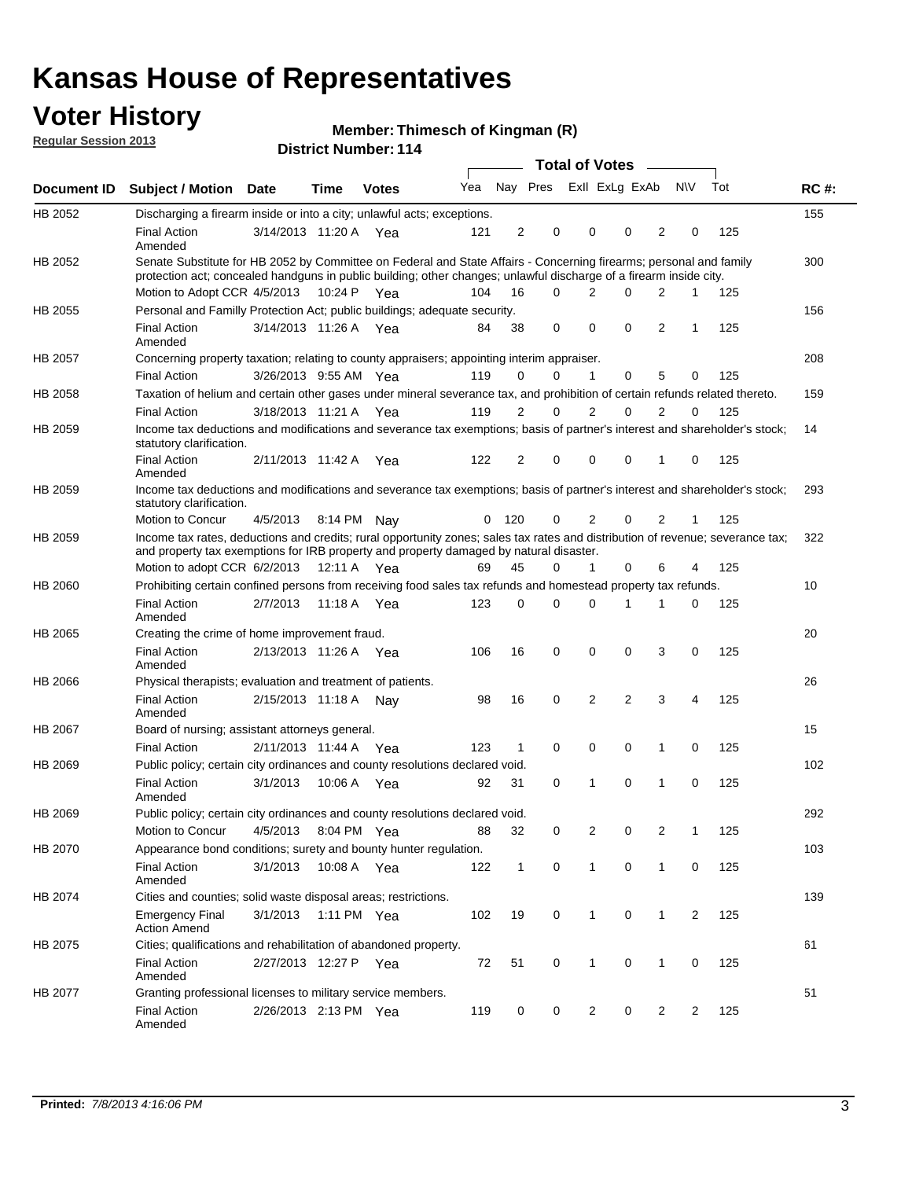# Kansas House of Representatives

## Voter History

**Regular Session 2013**

**Member: Thimesch of Kingman (R)**

**District Number: 114**

| Document ID | Subject / Motion | Date | Time | Votes | Yea | Nay | Pres | ExII | ExLg | ExAb | N\V | Tot | RC #: |
|---|---|---|---|---|---|---|---|---|---|---|---|---|---|
| HB 2052 | Discharging a firearm inside or into a city; unlawful acts; exceptions. | | | | | | | | | | | | 155 |
| | Final Action Amended | 3/14/2013 | 11:20 A | Yea | 121 | 2 | 0 | 0 | 0 | 2 | 0 | 125 | |
| HB 2052 | Senate Substitute for HB 2052 by Committee on Federal and State Affairs - Concerning firearms; personal and family protection act; concealed handguns in public building; other changes; unlawful discharge of a firearm inside city. | | | | | | | | | | | | 300 |
| | Motion to Adopt CCR | 4/5/2013 | 10:24 P | Yea | 104 | 16 | 0 | 2 | 0 | 2 | 1 | 125 | |
| HB 2055 | Personal and Familly Protection Act; public buildings; adequate security. | | | | | | | | | | | | 156 |
| | Final Action Amended | 3/14/2013 | 11:26 A | Yea | 84 | 38 | 0 | 0 | 0 | 2 | 1 | 125 | |
| HB 2057 | Concerning property taxation; relating to county appraisers; appointing interim appraiser. | | | | | | | | | | | | 208 |
| | Final Action | 3/26/2013 | 9:55 AM | Yea | 119 | 0 | 0 | 1 | 0 | 5 | 0 | 125 | |
| HB 2058 | Taxation of helium and certain other gases under mineral severance tax, and prohibition of certain refunds related thereto. | | | | | | | | | | | | 159 |
| | Final Action | 3/18/2013 | 11:21 A | Yea | 119 | 2 | 0 | 2 | 0 | 2 | 0 | 125 | |
| HB 2059 | Income tax deductions and modifications and severance tax exemptions; basis of partner's interest and shareholder's stock; statutory clarification. | | | | | | | | | | | | 14 |
| | Final Action Amended | 2/11/2013 | 11:42 A | Yea | 122 | 2 | 0 | 0 | 0 | 1 | 0 | 125 | |
| HB 2059 | Income tax deductions and modifications and severance tax exemptions; basis of partner's interest and shareholder's stock; statutory clarification. | | | | | | | | | | | | 293 |
| | Motion to Concur | 4/5/2013 | 8:14 PM | Nay | 0 | 120 | 0 | 2 | 0 | 2 | 1 | 125 | |
| HB 2059 | Income tax rates, deductions and credits; rural opportunity zones; sales tax rates and distribution of revenue; severance tax; and property tax exemptions for IRB property and property damaged by natural disaster. | | | | | | | | | | | | 322 |
| | Motion to adopt CCR | 6/2/2013 | 12:11 A | Yea | 69 | 45 | 0 | 1 | 0 | 6 | 4 | 125 | |
| HB 2060 | Prohibiting certain confined persons from receiving food sales tax refunds and homestead property tax refunds. | | | | | | | | | | | | 10 |
| | Final Action Amended | 2/7/2013 | 11:18 A | Yea | 123 | 0 | 0 | 0 | 1 | 1 | 0 | 125 | |
| HB 2065 | Creating the crime of home improvement fraud. | | | | | | | | | | | | 20 |
| | Final Action Amended | 2/13/2013 | 11:26 A | Yea | 106 | 16 | 0 | 0 | 0 | 3 | 0 | 125 | |
| HB 2066 | Physical therapists; evaluation and treatment of patients. | | | | | | | | | | | | 26 |
| | Final Action Amended | 2/15/2013 | 11:18 A | Nay | 98 | 16 | 0 | 2 | 2 | 3 | 4 | 125 | |
| HB 2067 | Board of nursing; assistant attorneys general. | | | | | | | | | | | | 15 |
| | Final Action | 2/11/2013 | 11:44 A | Yea | 123 | 1 | 0 | 0 | 0 | 1 | 0 | 125 | |
| HB 2069 | Public policy; certain city ordinances and county resolutions declared void. | | | | | | | | | | | | 102 |
| | Final Action Amended | 3/1/2013 | 10:06 A | Yea | 92 | 31 | 0 | 1 | 0 | 1 | 0 | 125 | |
| HB 2069 | Public policy; certain city ordinances and county resolutions declared void. | | | | | | | | | | | | 292 |
| | Motion to Concur | 4/5/2013 | 8:04 PM | Yea | 88 | 32 | 0 | 2 | 0 | 2 | 1 | 125 | |
| HB 2070 | Appearance bond conditions; surety and bounty hunter regulation. | | | | | | | | | | | | 103 |
| | Final Action Amended | 3/1/2013 | 10:08 A | Yea | 122 | 1 | 0 | 1 | 0 | 1 | 0 | 125 | |
| HB 2074 | Cities and counties; solid waste disposal areas; restrictions. | | | | | | | | | | | | 139 |
| | Emergency Final Action Amend | 3/1/2013 | 1:11 PM | Yea | 102 | 19 | 0 | 1 | 0 | 1 | 2 | 125 | |
| HB 2075 | Cities; qualifications and rehabilitation of abandoned property. | | | | | | | | | | | | 61 |
| | Final Action Amended | 2/27/2013 | 12:27 P | Yea | 72 | 51 | 0 | 1 | 0 | 1 | 0 | 125 | |
| HB 2077 | Granting professional licenses to military service members. | | | | | | | | | | | | 51 |
| | Final Action Amended | 2/26/2013 | 2:13 PM | Yea | 119 | 0 | 0 | 2 | 0 | 2 | 2 | 125 | |

**Printed:** *7/8/2013 4:16:06 PM*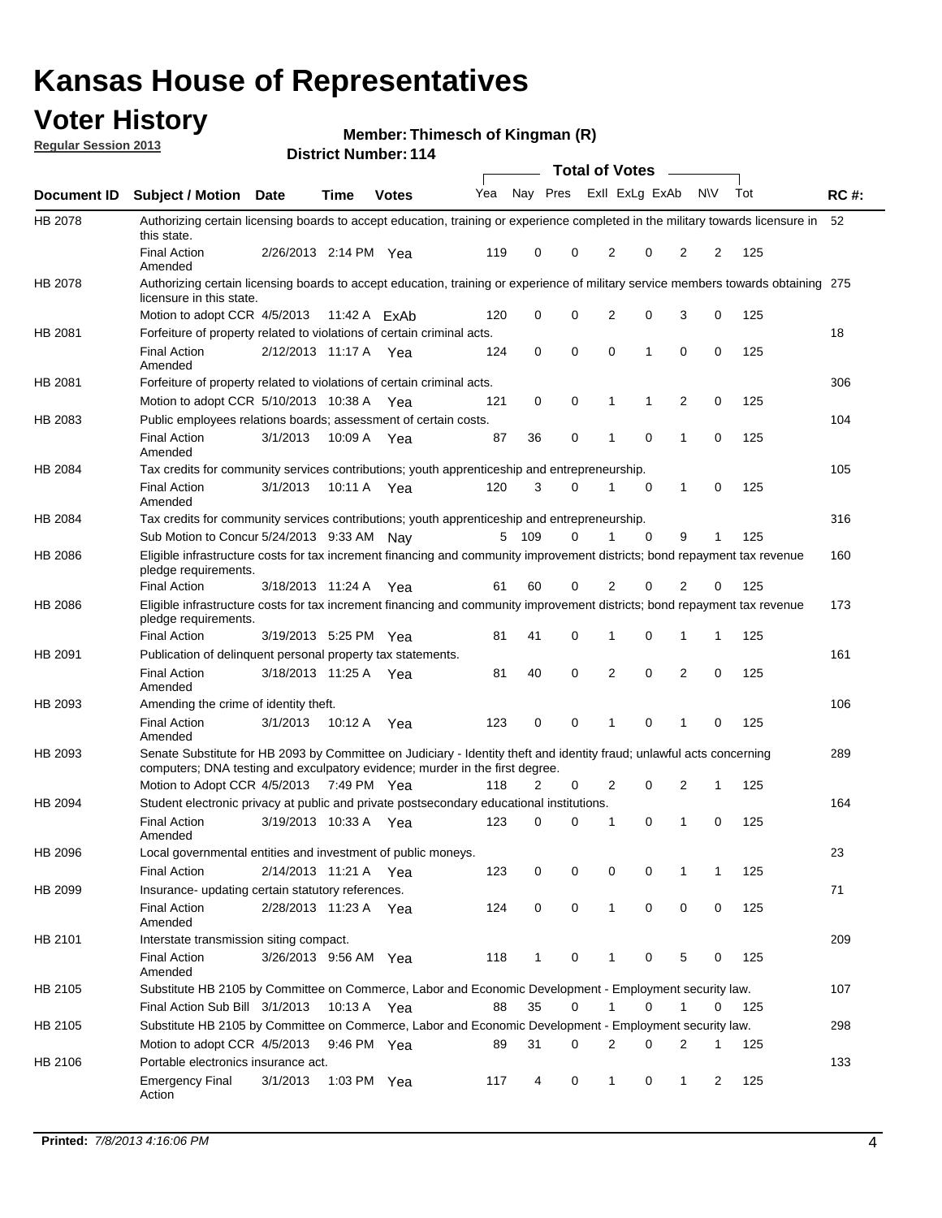# Kansas House of Representatives

## Voter History

**Regular Session 2013**

**Member: Thimesch of Kingman (R)**

**District Number: 114**

| Document ID | Subject / Motion | Date | Time | Votes | Yea | Nay | Pres | ExlI | ExLg | ExAb | N\V | Tot | RC #: |
|---|---|---|---|---|---|---|---|---|---|---|---|---|---|
| HB 2078 | Authorizing certain licensing boards to accept education, training or experience completed in the military towards licensure in this state. | | | | | | | | | | | | 52 |
| | Final Action Amended | 2/26/2013 | 2:14 PM | Yea | 119 | 0 | 0 | 2 | 0 | 2 | 2 | 125 | |
| HB 2078 | Authorizing certain licensing boards to accept education, training or experience of military service members towards obtaining licensure in this state. | | | | | | | | | | | | 275 |
| | Motion to adopt CCR | 4/5/2013 | 11:42 A | ExAb | 120 | 0 | 0 | 2 | 0 | 3 | 0 | 125 | |
| HB 2081 | Forfeiture of property related to violations of certain criminal acts. | | | | | | | | | | | | 18 |
| | Final Action Amended | 2/12/2013 | 11:17 A | Yea | 124 | 0 | 0 | 0 | 1 | 0 | 0 | 125 | |
| HB 2081 | Forfeiture of property related to violations of certain criminal acts. | | | | | | | | | | | | 306 |
| | Motion to adopt CCR | 5/10/2013 | 10:38 A | Yea | 121 | 0 | 0 | 1 | 1 | 2 | 0 | 125 | |
| HB 2083 | Public employees relations boards; assessment of certain costs. | | | | | | | | | | | | 104 |
| | Final Action Amended | 3/1/2013 | 10:09 A | Yea | 87 | 36 | 0 | 1 | 0 | 1 | 0 | 125 | |
| HB 2084 | Tax credits for community services contributions; youth apprenticeship and entrepreneurship. | | | | | | | | | | | | 105 |
| | Final Action Amended | 3/1/2013 | 10:11 A | Yea | 120 | 3 | 0 | 1 | 0 | 1 | 0 | 125 | |
| HB 2084 | Tax credits for community services contributions; youth apprenticeship and entrepreneurship. | | | | | | | | | | | | 316 |
| | Sub Motion to Concur | 5/24/2013 | 9:33 AM | Nay | 5 | 109 | 0 | 1 | 0 | 9 | 1 | 125 | |
| HB 2086 | Eligible infrastructure costs for tax increment financing and community improvement districts; bond repayment tax revenue pledge requirements. | | | | | | | | | | | | 160 |
| | Final Action | 3/18/2013 | 11:24 A | Yea | 61 | 60 | 0 | 2 | 0 | 2 | 0 | 125 | |
| HB 2086 | Eligible infrastructure costs for tax increment financing and community improvement districts; bond repayment tax revenue pledge requirements. | | | | | | | | | | | | 173 |
| | Final Action | 3/19/2013 | 5:25 PM | Yea | 81 | 41 | 0 | 1 | 0 | 1 | 1 | 125 | |
| HB 2091 | Publication of delinquent personal property tax statements. | | | | | | | | | | | | 161 |
| | Final Action Amended | 3/18/2013 | 11:25 A | Yea | 81 | 40 | 0 | 2 | 0 | 2 | 0 | 125 | |
| HB 2093 | Amending the crime of identity theft. | | | | | | | | | | | | 106 |
| | Final Action Amended | 3/1/2013 | 10:12 A | Yea | 123 | 0 | 0 | 1 | 0 | 1 | 0 | 125 | |
| HB 2093 | Senate Substitute for HB 2093 by Committee on Judiciary - Identity theft and identity fraud; unlawful acts concerning computers; DNA testing and exculpatory evidence; murder in the first degree. | | | | | | | | | | | | 289 |
| | Motion to Adopt CCR | 4/5/2013 | 7:49 PM | Yea | 118 | 2 | 0 | 2 | 0 | 2 | 1 | 125 | |
| HB 2094 | Student electronic privacy at public and private postsecondary educational institutions. | | | | | | | | | | | | 164 |
| | Final Action Amended | 3/19/2013 | 10:33 A | Yea | 123 | 0 | 0 | 1 | 0 | 1 | 0 | 125 | |
| HB 2096 | Local governmental entities and investment of public moneys. | | | | | | | | | | | | 23 |
| | Final Action | 2/14/2013 | 11:21 A | Yea | 123 | 0 | 0 | 0 | 0 | 1 | 1 | 125 | |
| HB 2099 | Insurance- updating certain statutory references. | | | | | | | | | | | | 71 |
| | Final Action Amended | 2/28/2013 | 11:23 A | Yea | 124 | 0 | 0 | 1 | 0 | 0 | 0 | 125 | |
| HB 2101 | Interstate transmission siting compact. | | | | | | | | | | | | 209 |
| | Final Action Amended | 3/26/2013 | 9:56 AM | Yea | 118 | 1 | 0 | 1 | 0 | 5 | 0 | 125 | |
| HB 2105 | Substitute HB 2105 by Committee on Commerce, Labor and Economic Development - Employment security law. | | | | | | | | | | | | 107 |
| | Final Action Sub Bill | 3/1/2013 | 10:13 A | Yea | 88 | 35 | 0 | 1 | 0 | 1 | 0 | 125 | |
| HB 2105 | Substitute HB 2105 by Committee on Commerce, Labor and Economic Development - Employment security law. | | | | | | | | | | | | 298 |
| | Motion to adopt CCR | 4/5/2013 | 9:46 PM | Yea | 89 | 31 | 0 | 2 | 0 | 2 | 1 | 125 | |
| HB 2106 | Portable electronics insurance act. | | | | | | | | | | | | 133 |
| | Emergency Final Action | 3/1/2013 | 1:03 PM | Yea | 117 | 4 | 0 | 1 | 0 | 1 | 2 | 125 | |

**Printed:** 7/8/2013 4:16:06 PM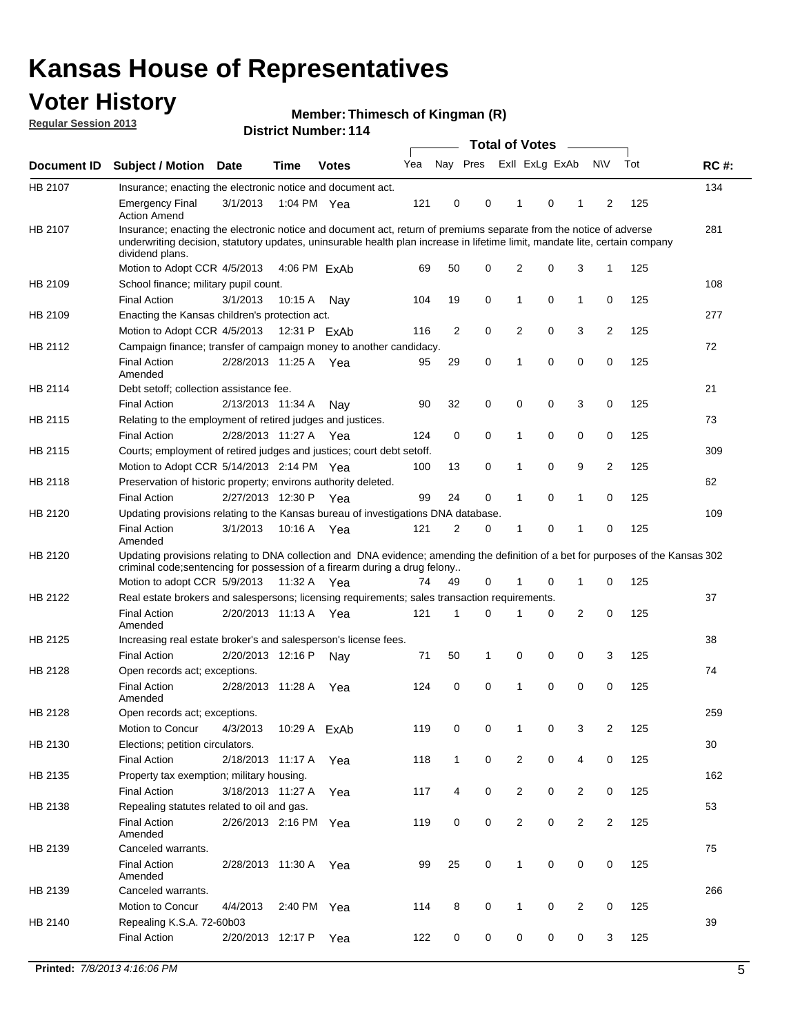# Kansas House of Representatives

## Voter History

**Regular Session 2013**

**Member: Thimesch of Kingman (R)**

**District Number: 114**

| Document ID | Subject / Motion | Date | Time | Votes | Yea | Nay | Pres | ExII | ExLg | ExAb | N\V | Tot | RC #: |
|---|---|---|---|---|---|---|---|---|---|---|---|---|---|
| HB 2107 | Insurance; enacting the electronic notice and document act. | | | | | | | | | | | | 134 |
| | Emergency Final Action Amend | 3/1/2013 | 1:04 PM | Yea | 121 | 0 | 0 | 1 | 0 | 1 | 2 | 125 | |
| HB 2107 | Insurance; enacting the electronic notice and document act, return of premiums separate from the notice of adverse underwriting decision, statutory updates, uninsurable health plan increase in lifetime limit, mandate lite, certain company dividend plans. | | | | | | | | | | | | 281 |
| | Motion to Adopt CCR | 4/5/2013 | 4:06 PM | ExAb | 69 | 50 | 0 | 2 | 0 | 3 | 1 | 125 | |
| HB 2109 | School finance; military pupil count. | | | | | | | | | | | | 108 |
| | Final Action | 3/1/2013 | 10:15 A | Nay | 104 | 19 | 0 | 1 | 0 | 1 | 0 | 125 | |
| HB 2109 | Enacting the Kansas children's protection act. | | | | | | | | | | | | 277 |
| | Motion to Adopt CCR | 4/5/2013 | 12:31 P | ExAb | 116 | 2 | 0 | 2 | 0 | 3 | 2 | 125 | |
| HB 2112 | Campaign finance; transfer of campaign money to another candidacy. | | | | | | | | | | | | 72 |
| | Final Action Amended | 2/28/2013 | 11:25 A | Yea | 95 | 29 | 0 | 1 | 0 | 0 | 0 | 125 | |
| HB 2114 | Debt setoff; collection assistance fee. | | | | | | | | | | | | 21 |
| | Final Action | 2/13/2013 | 11:34 A | Nay | 90 | 32 | 0 | 0 | 0 | 3 | 0 | 125 | |
| HB 2115 | Relating to the employment of retired judges and justices. | | | | | | | | | | | | 73 |
| | Final Action | 2/28/2013 | 11:27 A | Yea | 124 | 0 | 0 | 1 | 0 | 0 | 0 | 125 | |
| HB 2115 | Courts; employment of retired judges and justices; court debt setoff. | | | | | | | | | | | | 309 |
| | Motion to Adopt CCR | 5/14/2013 | 2:14 PM | Yea | 100 | 13 | 0 | 1 | 0 | 9 | 2 | 125 | |
| HB 2118 | Preservation of historic property; environs authority deleted. | | | | | | | | | | | | 62 |
| | Final Action | 2/27/2013 | 12:30 P | Yea | 99 | 24 | 0 | 1 | 0 | 1 | 0 | 125 | |
| HB 2120 | Updating provisions relating to the Kansas bureau of investigations DNA database. | | | | | | | | | | | | 109 |
| | Final Action Amended | 3/1/2013 | 10:16 A | Yea | 121 | 2 | 0 | 1 | 0 | 1 | 0 | 125 | |
| HB 2120 | Updating provisions relating to DNA collection and DNA evidence; amending the definition of a bet for purposes of the Kansas criminal code;sentencing for possession of a firearm during a drug felony.. | | | | | | | | | | | | 302 |
| | Motion to adopt CCR | 5/9/2013 | 11:32 A | Yea | 74 | 49 | 0 | 1 | 0 | 1 | 0 | 125 | |
| HB 2122 | Real estate brokers and salespersons; licensing requirements; sales transaction requirements. | | | | | | | | | | | | 37 |
| | Final Action Amended | 2/20/2013 | 11:13 A | Yea | 121 | 1 | 0 | 1 | 0 | 2 | 0 | 125 | |
| HB 2125 | Increasing real estate broker's and salesperson's license fees. | | | | | | | | | | | | 38 |
| | Final Action | 2/20/2013 | 12:16 P | Nay | 71 | 50 | 1 | 0 | 0 | 0 | 3 | 125 | |
| HB 2128 | Open records act; exceptions. | | | | | | | | | | | | 74 |
| | Final Action Amended | 2/28/2013 | 11:28 A | Yea | 124 | 0 | 0 | 1 | 0 | 0 | 0 | 125 | |
| HB 2128 | Open records act; exceptions. | | | | | | | | | | | | 259 |
| | Motion to Concur | 4/3/2013 | 10:29 A | ExAb | 119 | 0 | 0 | 1 | 0 | 3 | 2 | 125 | |
| HB 2130 | Elections; petition circulators. | | | | | | | | | | | | 30 |
| | Final Action | 2/18/2013 | 11:17 A | Yea | 118 | 1 | 0 | 2 | 0 | 4 | 0 | 125 | |
| HB 2135 | Property tax exemption; military housing. | | | | | | | | | | | | 162 |
| | Final Action | 3/18/2013 | 11:27 A | Yea | 117 | 4 | 0 | 2 | 0 | 2 | 0 | 125 | |
| HB 2138 | Repealing statutes related to oil and gas. | | | | | | | | | | | | 53 |
| | Final Action Amended | 2/26/2013 | 2:16 PM | Yea | 119 | 0 | 0 | 2 | 0 | 2 | 2 | 125 | |
| HB 2139 | Canceled warrants. | | | | | | | | | | | | 75 |
| | Final Action Amended | 2/28/2013 | 11:30 A | Yea | 99 | 25 | 0 | 1 | 0 | 0 | 0 | 125 | |
| HB 2139 | Canceled warrants. | | | | | | | | | | | | 266 |
| | Motion to Concur | 4/4/2013 | 2:40 PM | Yea | 114 | 8 | 0 | 1 | 0 | 2 | 0 | 125 | |
| HB 2140 | Repealing K.S.A. 72-60b03 | | | | | | | | | | | | 39 |
| | Final Action | 2/20/2013 | 12:17 P | Yea | 122 | 0 | 0 | 0 | 0 | 0 | 3 | 125 | |

**Printed:** *7/8/2013 4:16:06 PM*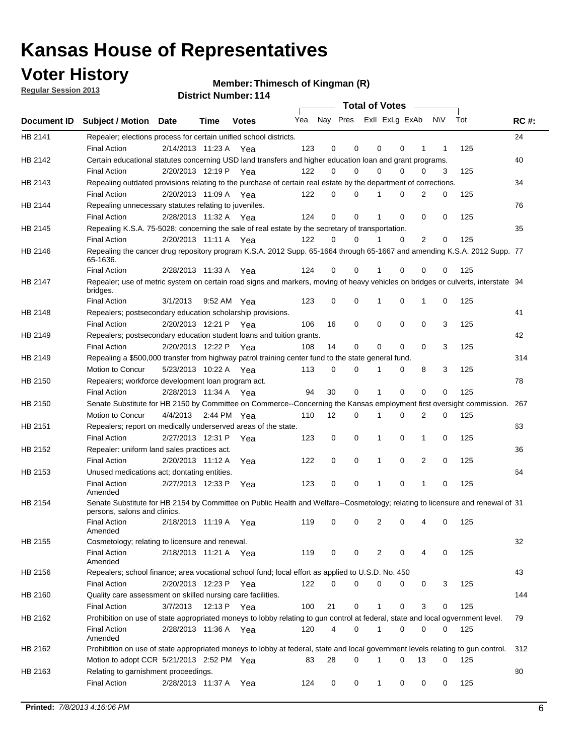# Kansas House of Representatives

## Voter History

**Regular Session 2013**

**Member: Thimesch of Kingman (R)**

**District Number: 114**

| Document ID | Subject / Motion | Date | Time | Votes | Yea | Nay | Pres | ExII | ExLg | ExAb | N\V | Tot | RC #: |
|---|---|---|---|---|---|---|---|---|---|---|---|---|---|
| HB 2141 | Repealer; elections process for certain unified school districts. | | | | | | | | | | | | 24 |
| | Final Action | 2/14/2013 | 11:23 A | Yea | 123 | 0 | 0 | 0 | 0 | 1 | 1 | 125 | |
| HB 2142 | Certain educational statutes concerning USD land transfers and higher education loan and grant programs. | | | | | | | | | | | | 40 |
| | Final Action | 2/20/2013 | 12:19 P | Yea | 122 | 0 | 0 | 0 | 0 | 0 | 3 | 125 | |
| HB 2143 | Repealing outdated provisions relating to the purchase of certain real estate by the department of corrections. | | | | | | | | | | | | 34 |
| | Final Action | 2/20/2013 | 11:09 A | Yea | 122 | 0 | 0 | 1 | 0 | 2 | 0 | 125 | |
| HB 2144 | Repealing unnecessary statutes relating to juveniles. | | | | | | | | | | | | 76 |
| | Final Action | 2/28/2013 | 11:32 A | Yea | 124 | 0 | 0 | 1 | 0 | 0 | 0 | 125 | |
| HB 2145 | Repealing K.S.A. 75-5028; concerning the sale of real estate by the secretary of transportation. | | | | | | | | | | | | 35 |
| | Final Action | 2/20/2013 | 11:11 A | Yea | 122 | 0 | 0 | 1 | 0 | 2 | 0 | 125 | |
| HB 2146 | Repealing the cancer drug repository program K.S.A. 2012 Supp. 65-1664 through 65-1667 and amending K.S.A. 2012 Supp. 65-1636. | | | | | | | | | | | | 77 |
| | Final Action | 2/28/2013 | 11:33 A | Yea | 124 | 0 | 0 | 1 | 0 | 0 | 0 | 125 | |
| HB 2147 | Repealer; use of metric system on certain road signs and markers, moving of heavy vehicles on bridges or culverts, interstate bridges. | | | | | | | | | | | | 94 |
| | Final Action | 3/1/2013 | 9:52 AM | Yea | 123 | 0 | 0 | 1 | 0 | 1 | 0 | 125 | |
| HB 2148 | Repealers; postsecondary education scholarship provisions. | | | | | | | | | | | | 41 |
| | Final Action | 2/20/2013 | 12:21 P | Yea | 106 | 16 | 0 | 0 | 0 | 0 | 3 | 125 | |
| HB 2149 | Repealers; postsecondary education student loans and tuition grants. | | | | | | | | | | | | 42 |
| | Final Action | 2/20/2013 | 12:22 P | Yea | 108 | 14 | 0 | 0 | 0 | 0 | 3 | 125 | |
| HB 2149 | Repealing a $500,000 transfer from highway patrol training center fund to the state general fund. | | | | | | | | | | | | 314 |
| | Motion to Concur | 5/23/2013 | 10:22 A | Yea | 113 | 0 | 0 | 1 | 0 | 8 | 3 | 125 | |
| HB 2150 | Repealers; workforce development loan program act. | | | | | | | | | | | | 78 |
| | Final Action | 2/28/2013 | 11:34 A | Yea | 94 | 30 | 0 | 1 | 0 | 0 | 0 | 125 | |
| HB 2150 | Senate Substitute for HB 2150 by Committee on Commerce--Concerning the Kansas employment first oversight commission. | | | | | | | | | | | | 267 |
| | Motion to Concur | 4/4/2013 | 2:44 PM | Yea | 110 | 12 | 0 | 1 | 0 | 2 | 0 | 125 | |
| HB 2151 | Repealers; report on medically underserved areas of the state. | | | | | | | | | | | | 63 |
| | Final Action | 2/27/2013 | 12:31 P | Yea | 123 | 0 | 0 | 1 | 0 | 1 | 0 | 125 | |
| HB 2152 | Repealer: uniform land sales practices act. | | | | | | | | | | | | 36 |
| | Final Action | 2/20/2013 | 11:12 A | Yea | 122 | 0 | 0 | 1 | 0 | 2 | 0 | 125 | |
| HB 2153 | Unused medications act; dontating entities. | | | | | | | | | | | | 64 |
| | Final Action Amended | 2/27/2013 | 12:33 P | Yea | 123 | 0 | 0 | 1 | 0 | 1 | 0 | 125 | |
| HB 2154 | Senate Substitute for HB 2154 by Committee on Public Health and Welfare--Cosmetology; relating to licensure and renewal of persons, salons and clinics. | | | | | | | | | | | | 31 |
| | Final Action Amended | 2/18/2013 | 11:19 A | Yea | 119 | 0 | 0 | 2 | 0 | 4 | 0 | 125 | |
| HB 2155 | Cosmetology; relating to licensure and renewal. | | | | | | | | | | | | 32 |
| | Final Action Amended | 2/18/2013 | 11:21 A | Yea | 119 | 0 | 0 | 2 | 0 | 4 | 0 | 125 | |
| HB 2156 | Repealers; school finance; area vocational school fund; local effort as applied to U.S.D. No. 450 | | | | | | | | | | | | 43 |
| | Final Action | 2/20/2013 | 12:23 P | Yea | 122 | 0 | 0 | 0 | 0 | 0 | 3 | 125 | |
| HB 2160 | Quality care assessment on skilled nursing care facilities. | | | | | | | | | | | | 144 |
| | Final Action | 3/7/2013 | 12:13 P | Yea | 100 | 21 | 0 | 1 | 0 | 3 | 0 | 125 | |
| HB 2162 | Prohibition on use of state appropriated moneys to lobby relating to gun control at federal, state and local ogvernment level. | | | | | | | | | | | | 79 |
| | Final Action Amended | 2/28/2013 | 11:36 A | Yea | 120 | 4 | 0 | 1 | 0 | 0 | 0 | 125 | |
| HB 2162 | Prohibition on use of state appropriated moneys to lobby at federal, state and local government levels relating to gun control. | | | | | | | | | | | | 312 |
| | Motion to adopt CCR | 5/21/2013 | 2:52 PM | Yea | 83 | 28 | 0 | 1 | 0 | 13 | 0 | 125 | |
| HB 2163 | Relating to garnishment proceedings. | | | | | | | | | | | | 80 |
| | Final Action | 2/28/2013 | 11:37 A | Yea | 124 | 0 | 0 | 1 | 0 | 0 | 0 | 125 | |

**Printed:** *7/8/2013 4:16:06 PM*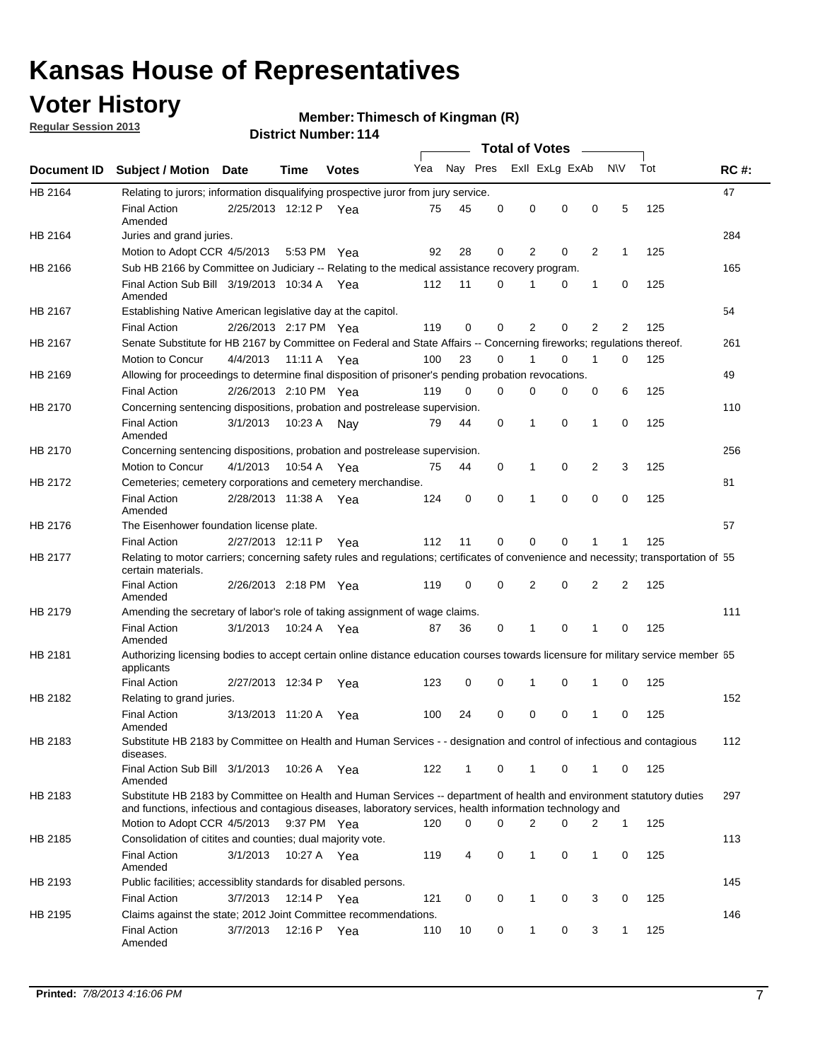# Kansas House of Representatives

## Voter History

**Regular Session 2013**

**Member: Thimesch of Kingman (R)**

**District Number: 114**

| Document ID | Subject / Motion | Date | Time | Votes | Yea | Nay | Pres | ExII | ExLg | ExAb | N\V | Tot | RC #: |
|---|---|---|---|---|---|---|---|---|---|---|---|---|---|
| HB 2164 | Relating to jurors; information disqualifying prospective juror from jury service. | | | | | | | | | | | | 47 |
| | Final Action Amended | 2/25/2013 | 12:12 P | Yea | 75 | 45 | 0 | 0 | 0 | 0 | 5 | 125 | |
| HB 2164 | Juries and grand juries. | | | | | | | | | | | | 284 |
| | Motion to Adopt CCR | 4/5/2013 | 5:53 PM | Yea | 92 | 28 | 0 | 2 | 0 | 2 | 1 | 125 | |
| HB 2166 | Sub HB 2166 by Committee on Judiciary -- Relating to the medical assistance recovery program. | | | | | | | | | | | | 165 |
| | Final Action Sub Bill Amended | 3/19/2013 | 10:34 A | Yea | 112 | 11 | 0 | 1 | 0 | 1 | 0 | 125 | |
| HB 2167 | Establishing Native American legislative day at the capitol. | | | | | | | | | | | | 54 |
| | Final Action | 2/26/2013 | 2:17 PM | Yea | 119 | 0 | 0 | 2 | 0 | 2 | 2 | 125 | |
| HB 2167 | Senate Substitute for HB 2167 by Committee on Federal and State Affairs -- Concerning fireworks; regulations thereof. | | | | | | | | | | | | 261 |
| | Motion to Concur | 4/4/2013 | 11:11 A | Yea | 100 | 23 | 0 | 1 | 0 | 1 | 0 | 125 | |
| HB 2169 | Allowing for proceedings to determine final disposition of prisoner's pending probation revocations. | | | | | | | | | | | | 49 |
| | Final Action | 2/26/2013 | 2:10 PM | Yea | 119 | 0 | 0 | 0 | 0 | 0 | 6 | 125 | |
| HB 2170 | Concerning sentencing dispositions, probation and postrelease supervision. | | | | | | | | | | | | 110 |
| | Final Action Amended | 3/1/2013 | 10:23 A | Nay | 79 | 44 | 0 | 1 | 0 | 1 | 0 | 125 | |
| HB 2170 | Concerning sentencing dispositions, probation and postrelease supervision. | | | | | | | | | | | | 256 |
| | Motion to Concur | 4/1/2013 | 10:54 A | Yea | 75 | 44 | 0 | 1 | 0 | 2 | 3 | 125 | |
| HB 2172 | Cemeteries; cemetery corporations and cemetery merchandise. | | | | | | | | | | | | 81 |
| | Final Action Amended | 2/28/2013 | 11:38 A | Yea | 124 | 0 | 0 | 1 | 0 | 0 | 0 | 125 | |
| HB 2176 | The Eisenhower foundation license plate. | | | | | | | | | | | | 57 |
| | Final Action | 2/27/2013 | 12:11 P | Yea | 112 | 11 | 0 | 0 | 0 | 1 | 1 | 125 | |
| HB 2177 | Relating to motor carriers; concerning safety rules and regulations; certificates of convenience and necessity; transportation of certain materials. | | | | | | | | | | | | 55 |
| | Final Action Amended | 2/26/2013 | 2:18 PM | Yea | 119 | 0 | 0 | 2 | 0 | 2 | 2 | 125 | |
| HB 2179 | Amending the secretary of labor's role of taking assignment of wage claims. | | | | | | | | | | | | 111 |
| | Final Action Amended | 3/1/2013 | 10:24 A | Yea | 87 | 36 | 0 | 1 | 0 | 1 | 0 | 125 | |
| HB 2181 | Authorizing licensing bodies to accept certain online distance education courses towards licensure for military service member applicants | | | | | | | | | | | | 65 |
| | Final Action | 2/27/2013 | 12:34 P | Yea | 123 | 0 | 0 | 1 | 0 | 1 | 0 | 125 | |
| HB 2182 | Relating to grand juries. | | | | | | | | | | | | 152 |
| | Final Action Amended | 3/13/2013 | 11:20 A | Yea | 100 | 24 | 0 | 0 | 0 | 1 | 0 | 125 | |
| HB 2183 | Substitute HB 2183 by Committee on Health and Human Services - - designation and control of infectious and contagious diseases. | | | | | | | | | | | | 112 |
| | Final Action Sub Bill Amended | 3/1/2013 | 10:26 A | Yea | 122 | 1 | 0 | 1 | 0 | 1 | 0 | 125 | |
| HB 2183 | Substitute HB 2183 by Committee on Health and Human Services -- department of health and environment statutory duties and functions, infectious and contagious diseases, laboratory services, health information technology and | | | | | | | | | | | | 297 |
| | Motion to Adopt CCR | 4/5/2013 | 9:37 PM | Yea | 120 | 0 | 0 | 2 | 0 | 2 | 1 | 125 | |
| HB 2185 | Consolidation of citites and counties; dual majority vote. | | | | | | | | | | | | 113 |
| | Final Action Amended | 3/1/2013 | 10:27 A | Yea | 119 | 4 | 0 | 1 | 0 | 1 | 0 | 125 | |
| HB 2193 | Public facilities; accessiblity standards for disabled persons. | | | | | | | | | | | | 145 |
| | Final Action | 3/7/2013 | 12:14 P | Yea | 121 | 0 | 0 | 1 | 0 | 3 | 0 | 125 | |
| HB 2195 | Claims against the state; 2012 Joint Committee recommendations. | | | | | | | | | | | | 146 |
| | Final Action Amended | 3/7/2013 | 12:16 P | Yea | 110 | 10 | 0 | 1 | 0 | 3 | 1 | 125 | |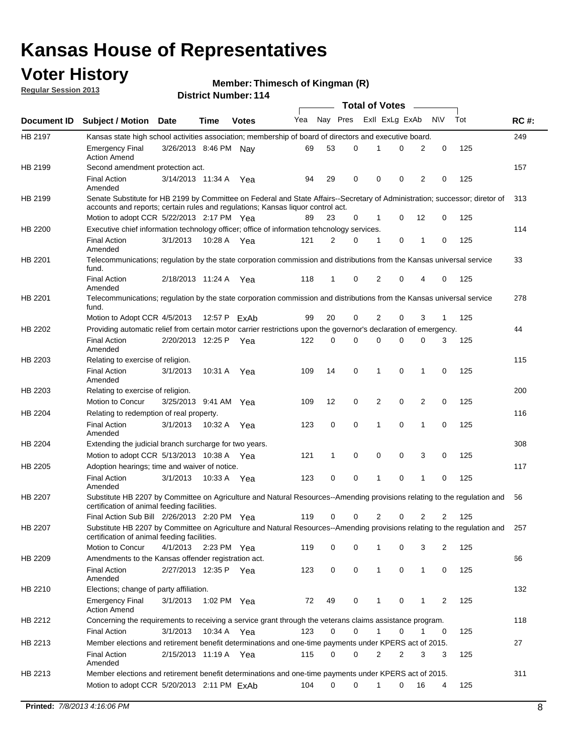# Kansas House of Representatives

## Voter History

**Regular Session 2013**

**Member: Thimesch of Kingman (R)**

**District Number: 114**

| Document ID | Subject / Motion | Date | Time | Votes | Yea | Nay | Pres | ExII | ExLg | ExAb | N\V | Tot | RC #: |
|---|---|---|---|---|---|---|---|---|---|---|---|---|---|
| HB 2197 | Kansas state high school activities association; membership of board of directors and executive board. | | | | | | | | | | | | 249 |
| | Emergency Final Action Amend | 3/26/2013 | 8:46 PM | Nay | 69 | 53 | 0 | 1 | 0 | 2 | 0 | 125 | |
| HB 2199 | Second amendment protection act. | | | | | | | | | | | | 157 |
| | Final Action Amended | 3/14/2013 | 11:34 A | Yea | 94 | 29 | 0 | 0 | 0 | 2 | 0 | 125 | |
| HB 2199 | Senate Substitute for HB 2199 by Committee on Federal and State Affairs--Secretary of Administration; successor; diretor of accounts and reports; certain rules and regulations; Kansas liquor control act. | | | | | | | | | | | | 313 |
| | Motion to adopt CCR | 5/22/2013 | 2:17 PM | Yea | 89 | 23 | 0 | 1 | 0 | 12 | 0 | 125 | |
| HB 2200 | Executive chief information technology officer; office of information tehcnology services. | | | | | | | | | | | | 114 |
| | Final Action Amended | 3/1/2013 | 10:28 A | Yea | 121 | 2 | 0 | 1 | 0 | 1 | 0 | 125 | |
| HB 2201 | Telecommunications; regulation by the state corporation commission and distributions from the Kansas universal service fund. | | | | | | | | | | | | 33 |
| | Final Action Amended | 2/18/2013 | 11:24 A | Yea | 118 | 1 | 0 | 2 | 0 | 4 | 0 | 125 | |
| HB 2201 | Telecommunications; regulation by the state corporation commission and distributions from the Kansas universal service fund. | | | | | | | | | | | | 278 |
| | Motion to Adopt CCR | 4/5/2013 | 12:57 P | ExAb | 99 | 20 | 0 | 2 | 0 | 3 | 1 | 125 | |
| HB 2202 | Providing automatic relief from certain motor carrier restrictions upon the governor's declaration of emergency. | | | | | | | | | | | | 44 |
| | Final Action Amended | 2/20/2013 | 12:25 P | Yea | 122 | 0 | 0 | 0 | 0 | 0 | 3 | 125 | |
| HB 2203 | Relating to exercise of religion. | | | | | | | | | | | | 115 |
| | Final Action Amended | 3/1/2013 | 10:31 A | Yea | 109 | 14 | 0 | 1 | 0 | 1 | 0 | 125 | |
| HB 2203 | Relating to exercise of religion. | | | | | | | | | | | | 200 |
| | Motion to Concur | 3/25/2013 | 9:41 AM | Yea | 109 | 12 | 0 | 2 | 0 | 2 | 0 | 125 | |
| HB 2204 | Relating to redemption of real property. | | | | | | | | | | | | 116 |
| | Final Action Amended | 3/1/2013 | 10:32 A | Yea | 123 | 0 | 0 | 1 | 0 | 1 | 0 | 125 | |
| HB 2204 | Extending the judicial branch surcharge for two years. | | | | | | | | | | | | 308 |
| | Motion to adopt CCR | 5/13/2013 | 10:38 A | Yea | 121 | 1 | 0 | 0 | 0 | 3 | 0 | 125 | |
| HB 2205 | Adoption hearings; time and waiver of notice. | | | | | | | | | | | | 117 |
| | Final Action Amended | 3/1/2013 | 10:33 A | Yea | 123 | 0 | 0 | 1 | 0 | 1 | 0 | 125 | |
| HB 2207 | Substitute HB 2207 by Committee on Agriculture and Natural Resources--Amending provisions relating to the regulation and certification of animal feeding facilities. | | | | | | | | | | | | 56 |
| | Final Action Sub Bill | 2/26/2013 | 2:20 PM | Yea | 119 | 0 | 0 | 2 | 0 | 2 | 2 | 125 | |
| HB 2207 | Substitute HB 2207 by Committee on Agriculture and Natural Resources--Amending provisions relating to the regulation and certification of animal feeding facilities. | | | | | | | | | | | | 257 |
| | Motion to Concur | 4/1/2013 | 2:23 PM | Yea | 119 | 0 | 0 | 1 | 0 | 3 | 2 | 125 | |
| HB 2209 | Amendments to the Kansas offender registration act. | | | | | | | | | | | | 66 |
| | Final Action Amended | 2/27/2013 | 12:35 P | Yea | 123 | 0 | 0 | 1 | 0 | 1 | 0 | 125 | |
| HB 2210 | Elections; change of party affiliation. | | | | | | | | | | | | 132 |
| | Emergency Final Action Amend | 3/1/2013 | 1:02 PM | Yea | 72 | 49 | 0 | 1 | 0 | 1 | 2 | 125 | |
| HB 2212 | Concerning the requirements to receiving a service grant through the veterans claims assistance program. | | | | | | | | | | | | 118 |
| | Final Action | 3/1/2013 | 10:34 A | Yea | 123 | 0 | 0 | 1 | 0 | 1 | 0 | 125 | |
| HB 2213 | Member elections and retirement benefit determinations and one-time payments under KPERS act of 2015. | | | | | | | | | | | | 27 |
| | Final Action Amended | 2/15/2013 | 11:19 A | Yea | 115 | 0 | 0 | 2 | 2 | 3 | 3 | 125 | |
| HB 2213 | Member elections and retirement benefit determinations and one-time payments under KPERS act of 2015. | | | | | | | | | | | | 311 |
| | Motion to adopt CCR | 5/20/2013 | 2:11 PM | ExAb | 104 | 0 | 0 | 1 | 0 | 16 | 4 | 125 | |

**Printed:** *7/8/2013 4:16:06 PM*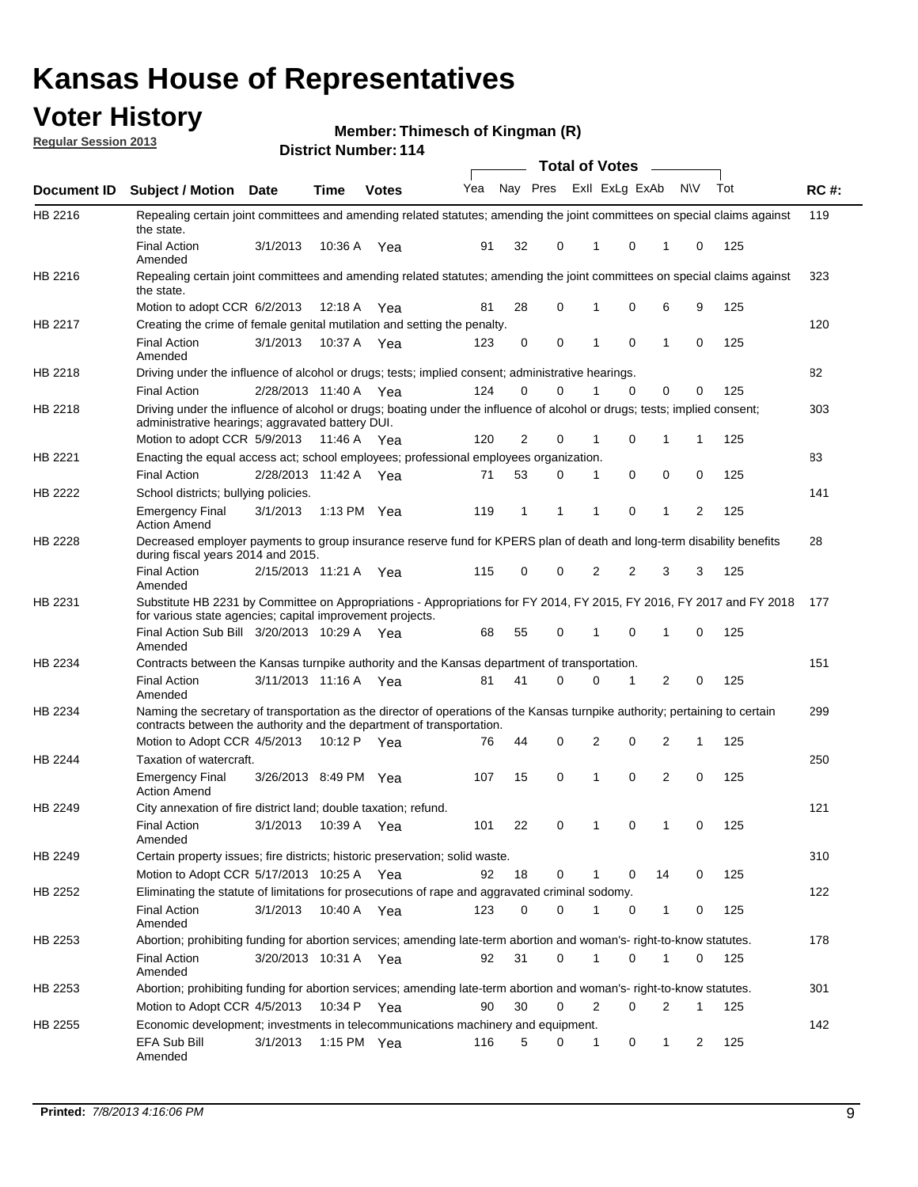# Kansas House of Representatives

## Voter History

**Regular Session 2013**

**Member: Thimesch of Kingman (R)**

**District Number: 114**

| Document ID | Subject / Motion | Date | Time | Votes | Yea | Nay | Pres | ExII | ExLg | ExAb | N\V | Tot | RC #: |
|---|---|---|---|---|---|---|---|---|---|---|---|---|---|
| HB 2216 | Repealing certain joint committees and amending related statutes; amending the joint committees on special claims against the state. | | | | | | | | | | | | 119 |
| | Final Action Amended | 3/1/2013 | 10:36 A | Yea | 91 | 32 | 0 | 1 | 0 | 1 | 0 | 125 | |
| HB 2216 | Repealing certain joint committees and amending related statutes; amending the joint committees on special claims against the state. | | | | | | | | | | | | 323 |
| | Motion to adopt CCR | 6/2/2013 | 12:18 A | Yea | 81 | 28 | 0 | 1 | 0 | 6 | 9 | 125 | |
| HB 2217 | Creating the crime of female genital mutilation and setting the penalty. | | | | | | | | | | | | 120 |
| | Final Action Amended | 3/1/2013 | 10:37 A | Yea | 123 | 0 | 0 | 1 | 0 | 1 | 0 | 125 | |
| HB 2218 | Driving under the influence of alcohol or drugs; tests; implied consent; administrative hearings. | | | | | | | | | | | | 82 |
| | Final Action | 2/28/2013 | 11:40 A | Yea | 124 | 0 | 0 | 1 | 0 | 0 | 0 | 125 | |
| HB 2218 | Driving under the influence of alcohol or drugs; boating under the influence of alcohol or drugs; tests; implied consent; administrative hearings; aggravated battery DUI. | | | | | | | | | | | | 303 |
| | Motion to adopt CCR | 5/9/2013 | 11:46 A | Yea | 120 | 2 | 0 | 1 | 0 | 1 | 1 | 125 | |
| HB 2221 | Enacting the equal access act; school employees; professional employees organization. | | | | | | | | | | | | 83 |
| | Final Action | 2/28/2013 | 11:42 A | Yea | 71 | 53 | 0 | 1 | 0 | 0 | 0 | 125 | |
| HB 2222 | School districts; bullying policies. | | | | | | | | | | | | 141 |
| | Emergency Final Action Amend | 3/1/2013 | 1:13 PM | Yea | 119 | 1 | 1 | 1 | 0 | 1 | 2 | 125 | |
| HB 2228 | Decreased employer payments to group insurance reserve fund for KPERS plan of death and long-term disability benefits during fiscal years 2014 and 2015. | | | | | | | | | | | | 28 |
| | Final Action Amended | 2/15/2013 | 11:21 A | Yea | 115 | 0 | 0 | 2 | 2 | 3 | 3 | 125 | |
| HB 2231 | Substitute HB 2231 by Committee on Appropriations - Appropriations for FY 2014, FY 2015, FY 2016, FY 2017 and FY 2018 for various state agencies; capital improvement projects. | | | | | | | | | | | | 177 |
| | Final Action Sub Bill Amended | 3/20/2013 | 10:29 A | Yea | 68 | 55 | 0 | 1 | 0 | 1 | 0 | 125 | |
| HB 2234 | Contracts between the Kansas turnpike authority and the Kansas department of transportation. | | | | | | | | | | | | 151 |
| | Final Action Amended | 3/11/2013 | 11:16 A | Yea | 81 | 41 | 0 | 0 | 1 | 2 | 0 | 125 | |
| HB 2234 | Naming the secretary of transportation as the director of operations of the Kansas turnpike authority; pertaining to certain contracts between the authority and the department of transportation. | | | | | | | | | | | | 299 |
| | Motion to Adopt CCR | 4/5/2013 | 10:12 P | Yea | 76 | 44 | 0 | 2 | 0 | 2 | 1 | 125 | |
| HB 2244 | Taxation of watercraft. | | | | | | | | | | | | 250 |
| | Emergency Final Action Amend | 3/26/2013 | 8:49 PM | Yea | 107 | 15 | 0 | 1 | 0 | 2 | 0 | 125 | |
| HB 2249 | City annexation of fire district land; double taxation; refund. | | | | | | | | | | | | 121 |
| | Final Action Amended | 3/1/2013 | 10:39 A | Yea | 101 | 22 | 0 | 1 | 0 | 1 | 0 | 125 | |
| HB 2249 | Certain property issues; fire districts; historic preservation; solid waste. | | | | | | | | | | | | 310 |
| | Motion to Adopt CCR | 5/17/2013 | 10:25 A | Yea | 92 | 18 | 0 | 1 | 0 | 14 | 0 | 125 | |
| HB 2252 | Eliminating the statute of limitations for prosecutions of rape and aggravated criminal sodomy. | | | | | | | | | | | | 122 |
| | Final Action Amended | 3/1/2013 | 10:40 A | Yea | 123 | 0 | 0 | 1 | 0 | 1 | 0 | 125 | |
| HB 2253 | Abortion; prohibiting funding for abortion services; amending late-term abortion and woman's- right-to-know statutes. | | | | | | | | | | | | 178 |
| | Final Action Amended | 3/20/2013 | 10:31 A | Yea | 92 | 31 | 0 | 1 | 0 | 1 | 0 | 125 | |
| HB 2253 | Abortion; prohibiting funding for abortion services; amending late-term abortion and woman's- right-to-know statutes. | | | | | | | | | | | | 301 |
| | Motion to Adopt CCR | 4/5/2013 | 10:34 P | Yea | 90 | 30 | 0 | 2 | 0 | 2 | 1 | 125 | |
| HB 2255 | Economic development; investments in telecommunications machinery and equipment. | | | | | | | | | | | | 142 |
| | EFA Sub Bill Amended | 3/1/2013 | 1:15 PM | Yea | 116 | 5 | 0 | 1 | 0 | 1 | 2 | 125 | |

**Printed:** *7/8/2013 4:16:06 PM*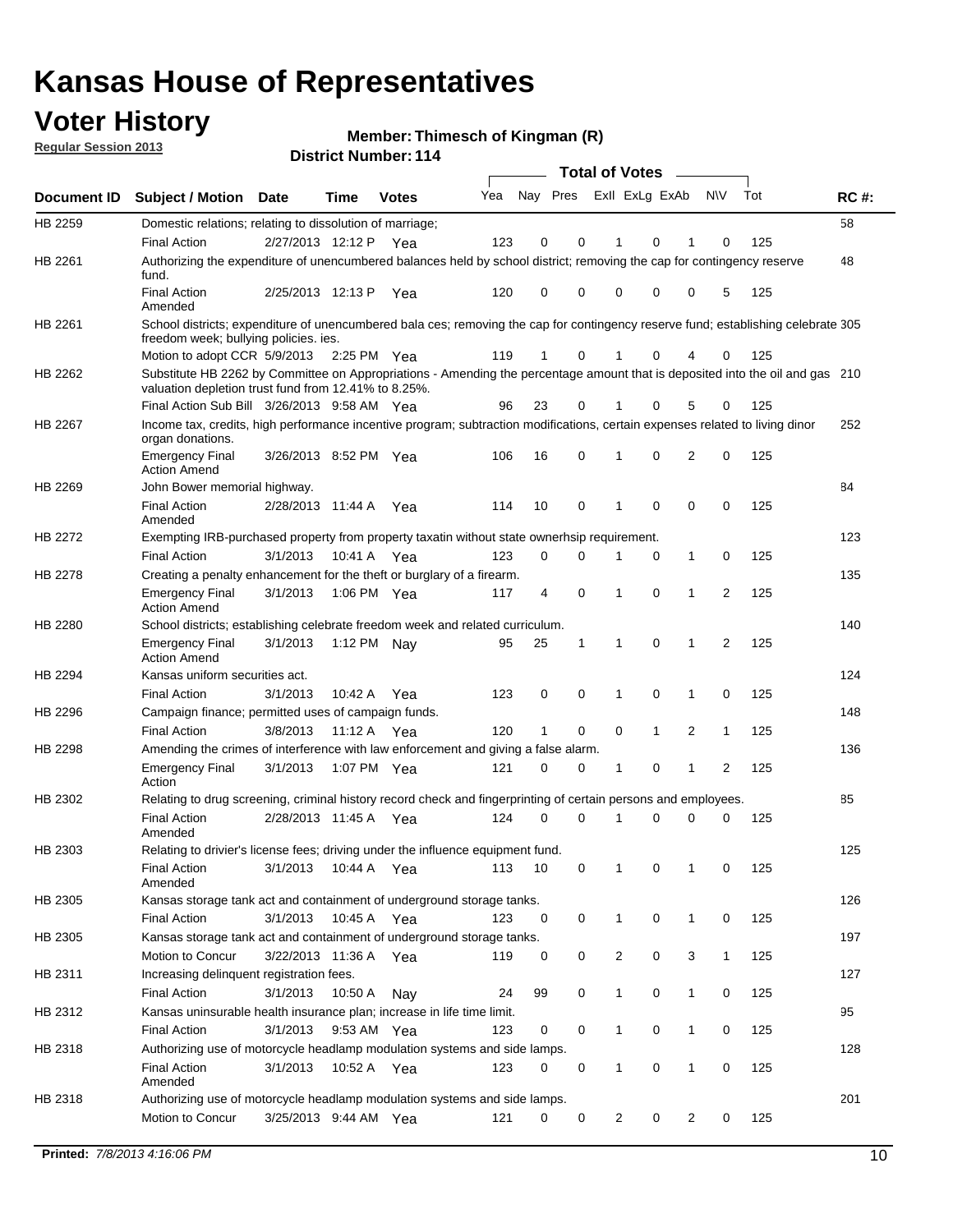# Kansas House of Representatives

## Voter History

**Regular Session 2013**

**Member: Thimesch of Kingman (R)**

**District Number: 114**

| Document ID | Subject / Motion | Date | Time | Votes | Yea | Nay | Pres | ExII | ExLg | ExAb | N\V | Tot | RC #: |
|---|---|---|---|---|---|---|---|---|---|---|---|---|---|
| HB 2259 | Domestic relations; relating to dissolution of marriage; | | | | | | | | | | | | 58 |
| | Final Action | 2/27/2013 | 12:12 P | Yea | 123 | 0 | 0 | 1 | 0 | 1 | 0 | 125 | |
| HB 2261 | Authorizing the expenditure of unencumbered balances held by school district; removing the cap for contingency reserve fund. | | | | | | | | | | | | 48 |
| | Final Action Amended | 2/25/2013 | 12:13 P | Yea | 120 | 0 | 0 | 0 | 0 | 0 | 5 | 125 | |
| HB 2261 | School districts; expenditure of unencumbered bala ces; removing the cap for contingency reserve fund; establishing celebrate freedom week; bullying policies. ies. | | | | | | | | | | | | 305 |
| | Motion to adopt CCR | 5/9/2013 | 2:25 PM | Yea | 119 | 1 | 0 | 1 | 0 | 4 | 0 | 125 | |
| HB 2262 | Substitute HB 2262 by Committee on Appropriations - Amending the percentage amount that is deposited into the oil and gas valuation depletion trust fund from 12.41% to 8.25%. | | | | | | | | | | | | 210 |
| | Final Action Sub Bill | 3/26/2013 | 9:58 AM | Yea | 96 | 23 | 0 | 1 | 0 | 5 | 0 | 125 | |
| HB 2267 | Income tax, credits, high performance incentive program; subtraction modifications, certain expenses related to living dinor organ donations. | | | | | | | | | | | | 252 |
| | Emergency Final Action Amend | 3/26/2013 | 8:52 PM | Yea | 106 | 16 | 0 | 1 | 0 | 2 | 0 | 125 | |
| HB 2269 | John Bower memorial highway. | | | | | | | | | | | | 84 |
| | Final Action Amended | 2/28/2013 | 11:44 A | Yea | 114 | 10 | 0 | 1 | 0 | 0 | 0 | 125 | |
| HB 2272 | Exempting IRB-purchased property from property taxatin without state ownerhsip requirement. | | | | | | | | | | | | 123 |
| | Final Action | 3/1/2013 | 10:41 A | Yea | 123 | 0 | 0 | 1 | 0 | 1 | 0 | 125 | |
| HB 2278 | Creating a penalty enhancement for the theft or burglary of a firearm. | | | | | | | | | | | | 135 |
| | Emergency Final Action Amend | 3/1/2013 | 1:06 PM | Yea | 117 | 4 | 0 | 1 | 0 | 1 | 2 | 125 | |
| HB 2280 | School districts; establishing celebrate freedom week and related curriculum. | | | | | | | | | | | | 140 |
| | Emergency Final Action Amend | 3/1/2013 | 1:12 PM | Nay | 95 | 25 | 1 | 1 | 0 | 1 | 2 | 125 | |
| HB 2294 | Kansas uniform securities act. | | | | | | | | | | | | 124 |
| | Final Action | 3/1/2013 | 10:42 A | Yea | 123 | 0 | 0 | 1 | 0 | 1 | 0 | 125 | |
| HB 2296 | Campaign finance; permitted uses of campaign funds. | | | | | | | | | | | | 148 |
| | Final Action | 3/8/2013 | 11:12 A | Yea | 120 | 1 | 0 | 0 | 1 | 2 | 1 | 125 | |
| HB 2298 | Amending the crimes of interference with law enforcement and giving a false alarm. | | | | | | | | | | | | 136 |
| | Emergency Final Action | 3/1/2013 | 1:07 PM | Yea | 121 | 0 | 0 | 1 | 0 | 1 | 2 | 125 | |
| HB 2302 | Relating to drug screening, criminal history record check and fingerprinting of certain persons and employees. | | | | | | | | | | | | 85 |
| | Final Action Amended | 2/28/2013 | 11:45 A | Yea | 124 | 0 | 0 | 1 | 0 | 0 | 0 | 125 | |
| HB 2303 | Relating to drivier's license fees; driving under the influence equipment fund. | | | | | | | | | | | | 125 |
| | Final Action Amended | 3/1/2013 | 10:44 A | Yea | 113 | 10 | 0 | 1 | 0 | 1 | 0 | 125 | |
| HB 2305 | Kansas storage tank act and containment of underground storage tanks. | | | | | | | | | | | | 126 |
| | Final Action | 3/1/2013 | 10:45 A | Yea | 123 | 0 | 0 | 1 | 0 | 1 | 0 | 125 | |
| HB 2305 | Kansas storage tank act and containment of underground storage tanks. | | | | | | | | | | | | 197 |
| | Motion to Concur | 3/22/2013 | 11:36 A | Yea | 119 | 0 | 0 | 2 | 0 | 3 | 1 | 125 | |
| HB 2311 | Increasing delinquent registration fees. | | | | | | | | | | | | 127 |
| | Final Action | 3/1/2013 | 10:50 A | Nay | 24 | 99 | 0 | 1 | 0 | 1 | 0 | 125 | |
| HB 2312 | Kansas uninsurable health insurance plan; increase in life time limit. | | | | | | | | | | | | 95 |
| | Final Action | 3/1/2013 | 9:53 AM | Yea | 123 | 0 | 0 | 1 | 0 | 1 | 0 | 125 | |
| HB 2318 | Authorizing use of motorcycle headlamp modulation systems and side lamps. | | | | | | | | | | | | 128 |
| | Final Action Amended | 3/1/2013 | 10:52 A | Yea | 123 | 0 | 0 | 1 | 0 | 1 | 0 | 125 | |
| HB 2318 | Authorizing use of motorcycle headlamp modulation systems and side lamps. | | | | | | | | | | | | 201 |
| | Motion to Concur | 3/25/2013 | 9:44 AM | Yea | 121 | 0 | 0 | 2 | 0 | 2 | 0 | 125 | |

**Printed:** *7/8/2013 4:16:06 PM*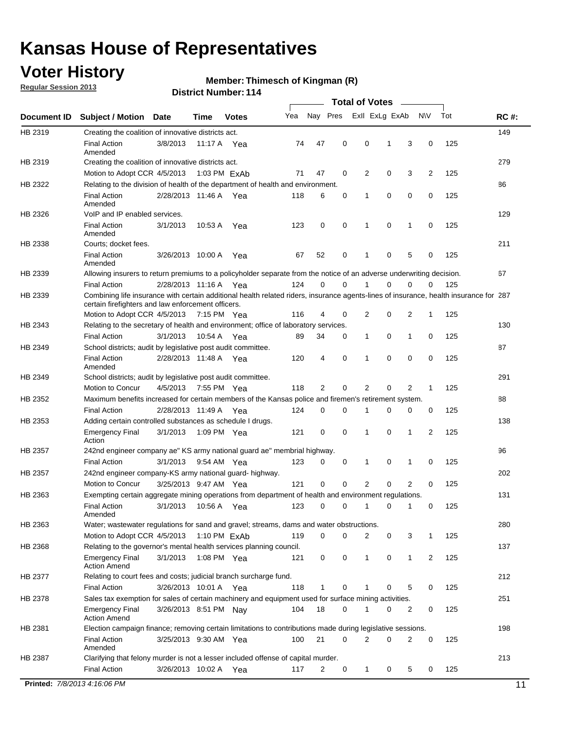# Kansas House of Representatives

## Voter History

**Regular Session 2013**

**Member: Thimesch of Kingman (R)**

**District Number: 114**

| Document ID | Subject / Motion | Date | Time | Votes | Yea | Nay | Pres | ExII | ExLg | ExAb | N\V | Tot | RC #: |
|---|---|---|---|---|---|---|---|---|---|---|---|---|---|
| HB 2319 | Creating the coalition of innovative districts act. | | | | | | | | | | | | 149 |
| | Final Action Amended | 3/8/2013 | 11:17 A | Yea | 74 | 47 | 0 | 0 | 1 | 3 | 0 | 125 | |
| HB 2319 | Creating the coalition of innovative districts act. | | | | | | | | | | | | 279 |
| | Motion to Adopt CCR | 4/5/2013 | 1:03 PM | ExAb | 71 | 47 | 0 | 2 | 0 | 3 | 2 | 125 | |
| HB 2322 | Relating to the division of health of the department of health and environment. | | | | | | | | | | | | 86 |
| | Final Action Amended | 2/28/2013 | 11:46 A | Yea | 118 | 6 | 0 | 1 | 0 | 0 | 0 | 125 | |
| HB 2326 | VoIP and IP enabled services. | | | | | | | | | | | | 129 |
| | Final Action Amended | 3/1/2013 | 10:53 A | Yea | 123 | 0 | 0 | 1 | 0 | 1 | 0 | 125 | |
| HB 2338 | Courts; docket fees. | | | | | | | | | | | | 211 |
| | Final Action Amended | 3/26/2013 | 10:00 A | Yea | 67 | 52 | 0 | 1 | 0 | 5 | 0 | 125 | |
| HB 2339 | Allowing insurers to return premiums to a policyholder separate from the notice of an adverse underwriting decision. | | | | | | | | | | | | 67 |
| | Final Action | 2/28/2013 | 11:16 A | Yea | 124 | 0 | 0 | 1 | 0 | 0 | 0 | 125 | |
| HB 2339 | Combining life insurance with certain additional health related riders, insurance agents-lines of insurance, health insurance for certain firefighters and law enforcement officers. | | | | | | | | | | | | 287 |
| | Motion to Adopt CCR | 4/5/2013 | 7:15 PM | Yea | 116 | 4 | 0 | 2 | 0 | 2 | 1 | 125 | |
| HB 2343 | Relating to the secretary of health and environment; office of laboratory services. | | | | | | | | | | | | 130 |
| | Final Action | 3/1/2013 | 10:54 A | Yea | 89 | 34 | 0 | 1 | 0 | 1 | 0 | 125 | |
| HB 2349 | School districts; audit by legislative post audit committee. | | | | | | | | | | | | 87 |
| | Final Action Amended | 2/28/2013 | 11:48 A | Yea | 120 | 4 | 0 | 1 | 0 | 0 | 0 | 125 | |
| HB 2349 | School districts; audit by legislative post audit committee. | | | | | | | | | | | | 291 |
| | Motion to Concur | 4/5/2013 | 7:55 PM | Yea | 118 | 2 | 0 | 2 | 0 | 2 | 1 | 125 | |
| HB 2352 | Maximum benefits increased for certain members of the Kansas police and firemen's retirement system. | | | | | | | | | | | | 88 |
| | Final Action | 2/28/2013 | 11:49 A | Yea | 124 | 0 | 0 | 1 | 0 | 0 | 0 | 125 | |
| HB 2353 | Adding certain controlled substances as schedule I drugs. | | | | | | | | | | | | 138 |
| | Emergency Final Action | 3/1/2013 | 1:09 PM | Yea | 121 | 0 | 0 | 1 | 0 | 1 | 2 | 125 | |
| HB 2357 | 242nd engineer company ae" KS army national guard ae" membrial highway. | | | | | | | | | | | | 96 |
| | Final Action | 3/1/2013 | 9:54 AM | Yea | 123 | 0 | 0 | 1 | 0 | 1 | 0 | 125 | |
| HB 2357 | 242nd engineer company-KS army national guard- highway. | | | | | | | | | | | | 202 |
| | Motion to Concur | 3/25/2013 | 9:47 AM | Yea | 121 | 0 | 0 | 2 | 0 | 2 | 0 | 125 | |
| HB 2363 | Exempting certain aggregate mining operations from department of health and environment regulations. | | | | | | | | | | | | 131 |
| | Final Action Amended | 3/1/2013 | 10:56 A | Yea | 123 | 0 | 0 | 1 | 0 | 1 | 0 | 125 | |
| HB 2363 | Water; wastewater regulations for sand and gravel; streams, dams and water obstructions. | | | | | | | | | | | | 280 |
| | Motion to Adopt CCR | 4/5/2013 | 1:10 PM | ExAb | 119 | 0 | 0 | 2 | 0 | 3 | 1 | 125 | |
| HB 2368 | Relating to the governor's mental health services planning council. | | | | | | | | | | | | 137 |
| | Emergency Final Action Amend | 3/1/2013 | 1:08 PM | Yea | 121 | 0 | 0 | 1 | 0 | 1 | 2 | 125 | |
| HB 2377 | Relating to court fees and costs; judicial branch surcharge fund. | | | | | | | | | | | | 212 |
| | Final Action | 3/26/2013 | 10:01 A | Yea | 118 | 1 | 0 | 1 | 0 | 5 | 0 | 125 | |
| HB 2378 | Sales tax exemption for sales of certain machinery and equipment used for surface mining activities. | | | | | | | | | | | | 251 |
| | Emergency Final Action Amend | 3/26/2013 | 8:51 PM | Nay | 104 | 18 | 0 | 1 | 0 | 2 | 0 | 125 | |
| HB 2381 | Election campaign finance; removing certain limitations to contributions made during legislative sessions. | | | | | | | | | | | | 198 |
| | Final Action Amended | 3/25/2013 | 9:30 AM | Yea | 100 | 21 | 0 | 2 | 0 | 2 | 0 | 125 | |
| HB 2387 | Clarifying that felony murder is not a lesser included offense of capital murder. | | | | | | | | | | | | 213 |
| | Final Action | 3/26/2013 | 10:02 A | Yea | 117 | 2 | 0 | 1 | 0 | 5 | 0 | 125 | |

**Printed:** *7/8/2013 4:16:06 PM*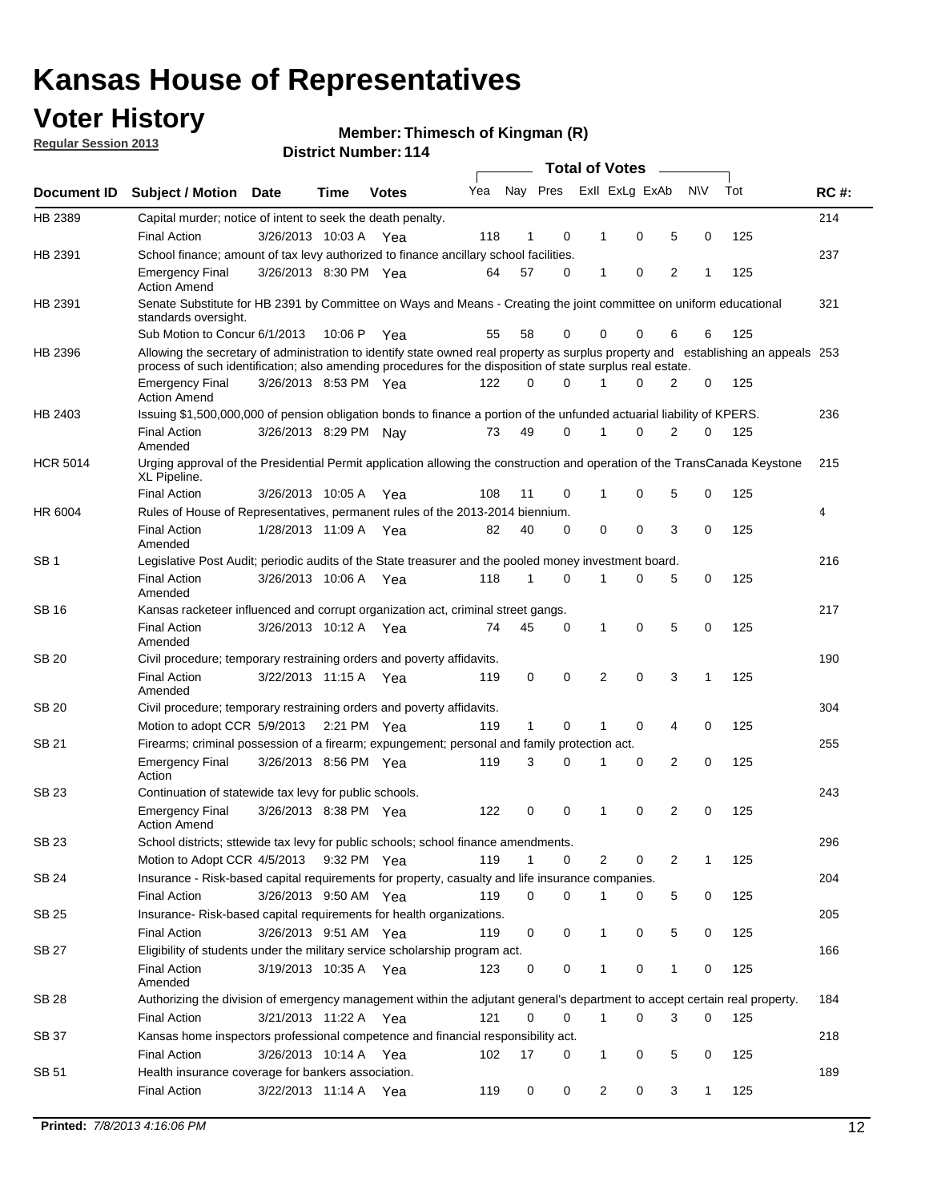# Kansas House of Representatives

## Voter History

**Regular Session 2013**

**Member: Thimesch of Kingman (R)**

**District Number: 114**

| Document ID | Subject / Motion | Date | Time | Votes | Yea | Nay | Pres | ExII | ExLg | ExAb | N\V | Tot | RC #: |
|---|---|---|---|---|---|---|---|---|---|---|---|---|---|
| HB 2389 | Capital murder; notice of intent to seek the death penalty. | | | | | | | | | | | | 214 |
| | Final Action | 3/26/2013 | 10:03 A | Yea | 118 | 1 | 0 | 1 | 0 | 5 | 0 | 125 | |
| HB 2391 | School finance; amount of tax levy authorized to finance ancillary school facilities. | | | | | | | | | | | | 237 |
| | Emergency Final Action Amend | 3/26/2013 | 8:30 PM | Yea | 64 | 57 | 0 | 1 | 0 | 2 | 1 | 125 | |
| HB 2391 | Senate Substitute for HB 2391 by Committee on Ways and Means - Creating the joint committee on uniform educational standards oversight. | | | | | | | | | | | | 321 |
| | Sub Motion to Concur | 6/1/2013 | 10:06 P | Yea | 55 | 58 | 0 | 0 | 0 | 6 | 6 | 125 | |
| HB 2396 | Allowing the secretary of administration to identify state owned real property as surplus property and establishing an appeals process of such identification; also amending procedures for the disposition of state surplus real estate. | | | | | | | | | | | | 253 |
| | Emergency Final Action Amend | 3/26/2013 | 8:53 PM | Yea | 122 | 0 | 0 | 1 | 0 | 2 | 0 | 125 | |
| HB 2403 | Issuing $1,500,000,000 of pension obligation bonds to finance a portion of the unfunded actuarial liability of KPERS. | | | | | | | | | | | | 236 |
| | Final Action Amended | 3/26/2013 | 8:29 PM | Nay | 73 | 49 | 0 | 1 | 0 | 2 | 0 | 125 | |
| HCR 5014 | Urging approval of the Presidential Permit application allowing the construction and operation of the TransCanada Keystone XL Pipeline. | | | | | | | | | | | | 215 |
| | Final Action | 3/26/2013 | 10:05 A | Yea | 108 | 11 | 0 | 1 | 0 | 5 | 0 | 125 | |
| HR 6004 | Rules of House of Representatives, permanent rules of the 2013-2014 biennium. | | | | | | | | | | | | 4 |
| | Final Action Amended | 1/28/2013 | 11:09 A | Yea | 82 | 40 | 0 | 0 | 0 | 3 | 0 | 125 | |
| SB 1 | Legislative Post Audit; periodic audits of the State treasurer and the pooled money investment board. | | | | | | | | | | | | 216 |
| | Final Action Amended | 3/26/2013 | 10:06 A | Yea | 118 | 1 | 0 | 1 | 0 | 5 | 0 | 125 | |
| SB 16 | Kansas racketeer influenced and corrupt organization act, criminal street gangs. | | | | | | | | | | | | 217 |
| | Final Action Amended | 3/26/2013 | 10:12 A | Yea | 74 | 45 | 0 | 1 | 0 | 5 | 0 | 125 | |
| SB 20 | Civil procedure; temporary restraining orders and poverty affidavits. | | | | | | | | | | | | 190 |
| | Final Action Amended | 3/22/2013 | 11:15 A | Yea | 119 | 0 | 0 | 2 | 0 | 3 | 1 | 125 | |
| SB 20 | Civil procedure; temporary restraining orders and poverty affidavits. | | | | | | | | | | | | 304 |
| | Motion to adopt CCR | 5/9/2013 | 2:21 PM | Yea | 119 | 1 | 0 | 1 | 0 | 4 | 0 | 125 | |
| SB 21 | Firearms; criminal possession of a firearm; expungement; personal and family protection act. | | | | | | | | | | | | 255 |
| | Emergency Final Action | 3/26/2013 | 8:56 PM | Yea | 119 | 3 | 0 | 1 | 0 | 2 | 0 | 125 | |
| SB 23 | Continuation of statewide tax levy for public schools. | | | | | | | | | | | | 243 |
| | Emergency Final Action Amend | 3/26/2013 | 8:38 PM | Yea | 122 | 0 | 0 | 1 | 0 | 2 | 0 | 125 | |
| SB 23 | School districts; sttewide tax levy for public schools; school finance amendments. | | | | | | | | | | | | 296 |
| | Motion to Adopt CCR | 4/5/2013 | 9:32 PM | Yea | 119 | 1 | 0 | 2 | 0 | 2 | 1 | 125 | |
| SB 24 | Insurance - Risk-based capital requirements for property, casualty and life insurance companies. | | | | | | | | | | | | 204 |
| | Final Action | 3/26/2013 | 9:50 AM | Yea | 119 | 0 | 0 | 1 | 0 | 5 | 0 | 125 | |
| SB 25 | Insurance- Risk-based capital requirements for health organizations. | | | | | | | | | | | | 205 |
| | Final Action | 3/26/2013 | 9:51 AM | Yea | 119 | 0 | 0 | 1 | 0 | 5 | 0 | 125 | |
| SB 27 | Eligibility of students under the military service scholarship program act. | | | | | | | | | | | | 166 |
| | Final Action Amended | 3/19/2013 | 10:35 A | Yea | 123 | 0 | 0 | 1 | 0 | 1 | 0 | 125 | |
| SB 28 | Authorizing the division of emergency management within the adjutant general's department to accept certain real property. | | | | | | | | | | | | 184 |
| | Final Action | 3/21/2013 | 11:22 A | Yea | 121 | 0 | 0 | 1 | 0 | 3 | 0 | 125 | |
| SB 37 | Kansas home inspectors professional competence and financial responsibility act. | | | | | | | | | | | | 218 |
| | Final Action | 3/26/2013 | 10:14 A | Yea | 102 | 17 | 0 | 1 | 0 | 5 | 0 | 125 | |
| SB 51 | Health insurance coverage for bankers association. | | | | | | | | | | | | 189 |
| | Final Action | 3/22/2013 | 11:14 A | Yea | 119 | 0 | 0 | 2 | 0 | 3 | 1 | 125 | |

**Printed:** *7/8/2013 4:16:06 PM*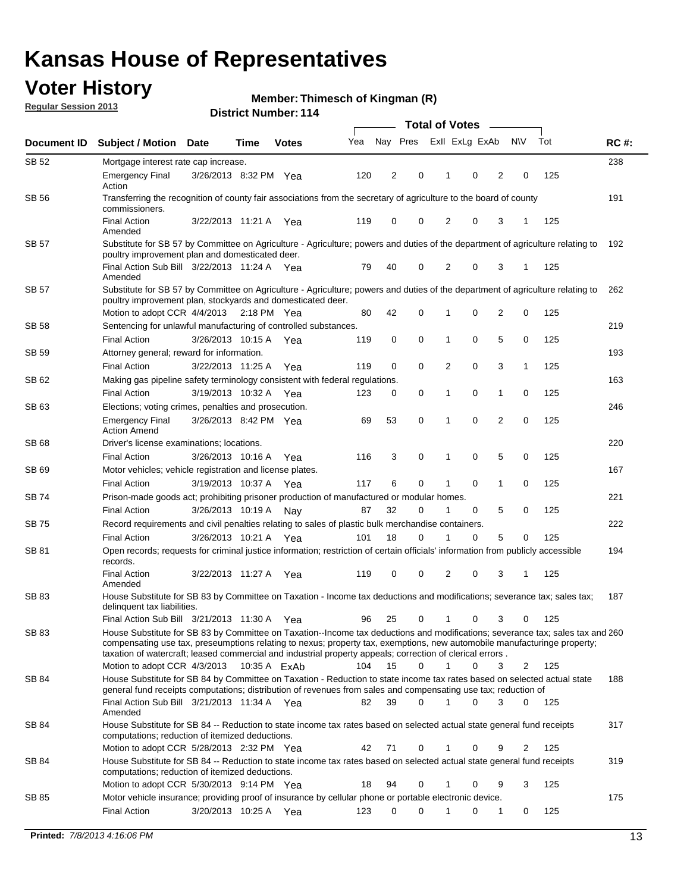# Kansas House of Representatives

## Voter History

**Regular Session 2013**

**Member: Thimesch of Kingman (R)**

**District Number: 114**

| Document ID | Subject / Motion | Date | Time | Votes | Yea | Nay | Pres | ExII | ExLg | ExAb | N\V | Tot | RC #: |
|---|---|---|---|---|---|---|---|---|---|---|---|---|---|
| SB 52 | Mortgage interest rate cap increase. | | | | | | | | | | | | 238 |
| | Emergency Final Action | 3/26/2013 | 8:32 PM | Yea | 120 | 2 | 0 | 1 | 0 | 2 | 0 | 125 | |
| SB 56 | Transferring the recognition of county fair associations from the secretary of agriculture to the board of county commissioners. | | | | | | | | | | | | 191 |
| | Final Action Amended | 3/22/2013 | 11:21 A | Yea | 119 | 0 | 0 | 2 | 0 | 3 | 1 | 125 | |
| SB 57 | Substitute for SB 57 by Committee on Agriculture - Agriculture; powers and duties of the department of agriculture relating to poultry improvement plan and domesticated deer. | | | | | | | | | | | | 192 |
| | Final Action Sub Bill Amended | 3/22/2013 | 11:24 A | Yea | 79 | 40 | 0 | 2 | 0 | 3 | 1 | 125 | |
| SB 57 | Substitute for SB 57 by Committee on Agriculture - Agriculture; powers and duties of the department of agriculture relating to poultry improvement plan, stockyards and domesticated deer. | | | | | | | | | | | | 262 |
| | Motion to adopt CCR | 4/4/2013 | 2:18 PM | Yea | 80 | 42 | 0 | 1 | 0 | 2 | 0 | 125 | |
| SB 58 | Sentencing for unlawful manufacturing of controlled substances. | | | | | | | | | | | | 219 |
| | Final Action | 3/26/2013 | 10:15 A | Yea | 119 | 0 | 0 | 1 | 0 | 5 | 0 | 125 | |
| SB 59 | Attorney general; reward for information. | | | | | | | | | | | | 193 |
| | Final Action | 3/22/2013 | 11:25 A | Yea | 119 | 0 | 0 | 2 | 0 | 3 | 1 | 125 | |
| SB 62 | Making gas pipeline safety terminology consistent with federal regulations. | | | | | | | | | | | | 163 |
| | Final Action | 3/19/2013 | 10:32 A | Yea | 123 | 0 | 0 | 1 | 0 | 1 | 0 | 125 | |
| SB 63 | Elections; voting crimes, penalties and prosecution. | | | | | | | | | | | | 246 |
| | Emergency Final Action Amend | 3/26/2013 | 8:42 PM | Yea | 69 | 53 | 0 | 1 | 0 | 2 | 0 | 125 | |
| SB 68 | Driver's license examinations; locations. | | | | | | | | | | | | 220 |
| | Final Action | 3/26/2013 | 10:16 A | Yea | 116 | 3 | 0 | 1 | 0 | 5 | 0 | 125 | |
| SB 69 | Motor vehicles; vehicle registration and license plates. | | | | | | | | | | | | 167 |
| | Final Action | 3/19/2013 | 10:37 A | Yea | 117 | 6 | 0 | 1 | 0 | 1 | 0 | 125 | |
| SB 74 | Prison-made goods act; prohibiting prisoner production of manufactured or modular homes. | | | | | | | | | | | | 221 |
| | Final Action | 3/26/2013 | 10:19 A | Nay | 87 | 32 | 0 | 1 | 0 | 5 | 0 | 125 | |
| SB 75 | Record requirements and civil penalties relating to sales of plastic bulk merchandise containers. | | | | | | | | | | | | 222 |
| | Final Action | 3/26/2013 | 10:21 A | Yea | 101 | 18 | 0 | 1 | 0 | 5 | 0 | 125 | |
| SB 81 | Open records; requests for criminal justice information; restriction of certain officials' information from publicly accessible records. | | | | | | | | | | | | 194 |
| | Final Action Amended | 3/22/2013 | 11:27 A | Yea | 119 | 0 | 0 | 2 | 0 | 3 | 1 | 125 | |
| SB 83 | House Substitute for SB 83 by Committee on Taxation - Income tax deductions and modifications; severance tax; sales tax; delinquent tax liabilities. | | | | | | | | | | | | 187 |
| | Final Action Sub Bill | 3/21/2013 | 11:30 A | Yea | 96 | 25 | 0 | 1 | 0 | 3 | 0 | 125 | |
| SB 83 | House Substitute for SB 83 by Committee on Taxation--Income tax deductions and modifications; severance tax; sales tax and compensating use tax, preseumptions relating to nexus; property tax, exemptions, new automobile manufacturinge property; taxation of watercraft; leased commercial and industrial property appeals; correction of clerical errors . | | | | | | | | | | | | 260 |
| | Motion to adopt CCR | 4/3/2013 | 10:35 A | ExAb | 104 | 15 | 0 | 1 | 0 | 3 | 2 | 125 | |
| SB 84 | House Substitute for SB 84 by Committee on Taxation - Reduction to state income tax rates based on selected actual state general fund receipts computations; distribution of revenues from sales and compensating use tax; reduction of | | | | | | | | | | | | 188 |
| | Final Action Sub Bill Amended | 3/21/2013 | 11:34 A | Yea | 82 | 39 | 0 | 1 | 0 | 3 | 0 | 125 | |
| SB 84 | House Substitute for SB 84 -- Reduction to state income tax rates based on selected actual state general fund receipts computations; reduction of itemized deductions. | | | | | | | | | | | | 317 |
| | Motion to adopt CCR | 5/28/2013 | 2:32 PM | Yea | 42 | 71 | 0 | 1 | 0 | 9 | 2 | 125 | |
| SB 84 | House Substitute for SB 84 -- Reduction to state income tax rates based on selected actual state general fund receipts computations; reduction of itemized deductions. | | | | | | | | | | | | 319 |
| | Motion to adopt CCR | 5/30/2013 | 9:14 PM | Yea | 18 | 94 | 0 | 1 | 0 | 9 | 3 | 125 | |
| SB 85 | Motor vehicle insurance; providing proof of insurance by cellular phone or portable electronic device. | | | | | | | | | | | | 175 |
| | Final Action | 3/20/2013 | 10:25 A | Yea | 123 | 0 | 0 | 1 | 0 | 1 | 0 | 125 | |

**Printed:** *7/8/2013 4:16:06 PM*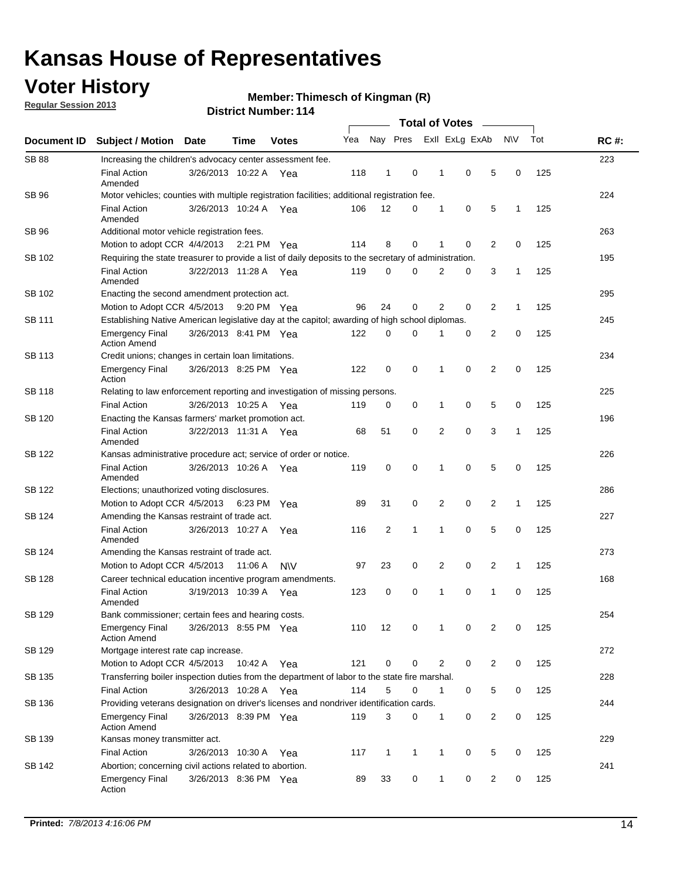# Kansas House of Representatives

## Voter History

**Regular Session 2013**

**Member: Thimesch of Kingman (R)**

**District Number: 114**

| Document ID | Subject / Motion | Date | Time | Votes | Yea | Nay | Pres | ExII | ExLg | ExAb | N\V | Tot | RC #: |
|---|---|---|---|---|---|---|---|---|---|---|---|---|---|
| SB 88 | Increasing the children's advocacy center assessment fee. | | | | | | | | | | | | 223 |
| | Final Action Amended | 3/26/2013 | 10:22 A | Yea | 118 | 1 | 0 | 1 | 0 | 5 | 0 | 125 | |
| SB 96 | Motor vehicles; counties with multiple registration facilities; additional registration fee. | | | | | | | | | | | | 224 |
| | Final Action Amended | 3/26/2013 | 10:24 A | Yea | 106 | 12 | 0 | 1 | 0 | 5 | 1 | 125 | |
| SB 96 | Additional motor vehicle registration fees. | | | | | | | | | | | | 263 |
| | Motion to adopt CCR | 4/4/2013 | 2:21 PM | Yea | 114 | 8 | 0 | 1 | 0 | 2 | 0 | 125 | |
| SB 102 | Requiring the state treasurer to provide a list of daily deposits to the secretary of administration. | | | | | | | | | | | | 195 |
| | Final Action Amended | 3/22/2013 | 11:28 A | Yea | 119 | 0 | 0 | 2 | 0 | 3 | 1 | 125 | |
| SB 102 | Enacting the second amendment protection act. | | | | | | | | | | | | 295 |
| | Motion to Adopt CCR | 4/5/2013 | 9:20 PM | Yea | 96 | 24 | 0 | 2 | 0 | 2 | 1 | 125 | |
| SB 111 | Establishing Native American legislative day at the capitol; awarding of high school diplomas. | | | | | | | | | | | | 245 |
| | Emergency Final Action Amend | 3/26/2013 | 8:41 PM | Yea | 122 | 0 | 0 | 1 | 0 | 2 | 0 | 125 | |
| SB 113 | Credit unions; changes in certain loan limitations. | | | | | | | | | | | | 234 |
| | Emergency Final Action | 3/26/2013 | 8:25 PM | Yea | 122 | 0 | 0 | 1 | 0 | 2 | 0 | 125 | |
| SB 118 | Relating to law enforcement reporting and investigation of missing persons. | | | | | | | | | | | | 225 |
| | Final Action | 3/26/2013 | 10:25 A | Yea | 119 | 0 | 0 | 1 | 0 | 5 | 0 | 125 | |
| SB 120 | Enacting the Kansas farmers' market promotion act. | | | | | | | | | | | | 196 |
| | Final Action Amended | 3/22/2013 | 11:31 A | Yea | 68 | 51 | 0 | 2 | 0 | 3 | 1 | 125 | |
| SB 122 | Kansas administrative procedure act; service of order or notice. | | | | | | | | | | | | 226 |
| | Final Action Amended | 3/26/2013 | 10:26 A | Yea | 119 | 0 | 0 | 1 | 0 | 5 | 0 | 125 | |
| SB 122 | Elections; unauthorized voting disclosures. | | | | | | | | | | | | 286 |
| | Motion to Adopt CCR | 4/5/2013 | 6:23 PM | Yea | 89 | 31 | 0 | 2 | 0 | 2 | 1 | 125 | |
| SB 124 | Amending the Kansas restraint of trade act. | | | | | | | | | | | | 227 |
| | Final Action Amended | 3/26/2013 | 10:27 A | Yea | 116 | 2 | 1 | 1 | 0 | 5 | 0 | 125 | |
| SB 124 | Amending the Kansas restraint of trade act. | | | | | | | | | | | | 273 |
| | Motion to Adopt CCR | 4/5/2013 | 11:06 A | N\V | 97 | 23 | 0 | 2 | 0 | 2 | 1 | 125 | |
| SB 128 | Career technical education incentive program amendments. | | | | | | | | | | | | 168 |
| | Final Action Amended | 3/19/2013 | 10:39 A | Yea | 123 | 0 | 0 | 1 | 0 | 1 | 0 | 125 | |
| SB 129 | Bank commissioner; certain fees and hearing costs. | | | | | | | | | | | | 254 |
| | Emergency Final Action Amend | 3/26/2013 | 8:55 PM | Yea | 110 | 12 | 0 | 1 | 0 | 2 | 0 | 125 | |
| SB 129 | Mortgage interest rate cap increase. | | | | | | | | | | | | 272 |
| | Motion to Adopt CCR | 4/5/2013 | 10:42 A | Yea | 121 | 0 | 0 | 2 | 0 | 2 | 0 | 125 | |
| SB 135 | Transferring boiler inspection duties from the department of labor to the state fire marshal. | | | | | | | | | | | | 228 |
| | Final Action | 3/26/2013 | 10:28 A | Yea | 114 | 5 | 0 | 1 | 0 | 5 | 0 | 125 | |
| SB 136 | Providing veterans designation on driver's licenses and nondriver identification cards. | | | | | | | | | | | | 244 |
| | Emergency Final Action Amend | 3/26/2013 | 8:39 PM | Yea | 119 | 3 | 0 | 1 | 0 | 2 | 0 | 125 | |
| SB 139 | Kansas money transmitter act. | | | | | | | | | | | | 229 |
| | Final Action | 3/26/2013 | 10:30 A | Yea | 117 | 1 | 1 | 1 | 0 | 5 | 0 | 125 | |
| SB 142 | Abortion; concerning civil actions related to abortion. | | | | | | | | | | | | 241 |
| | Emergency Final Action | 3/26/2013 | 8:36 PM | Yea | 89 | 33 | 0 | 1 | 0 | 2 | 0 | 125 | |

**Printed:** *7/8/2013 4:16:06 PM*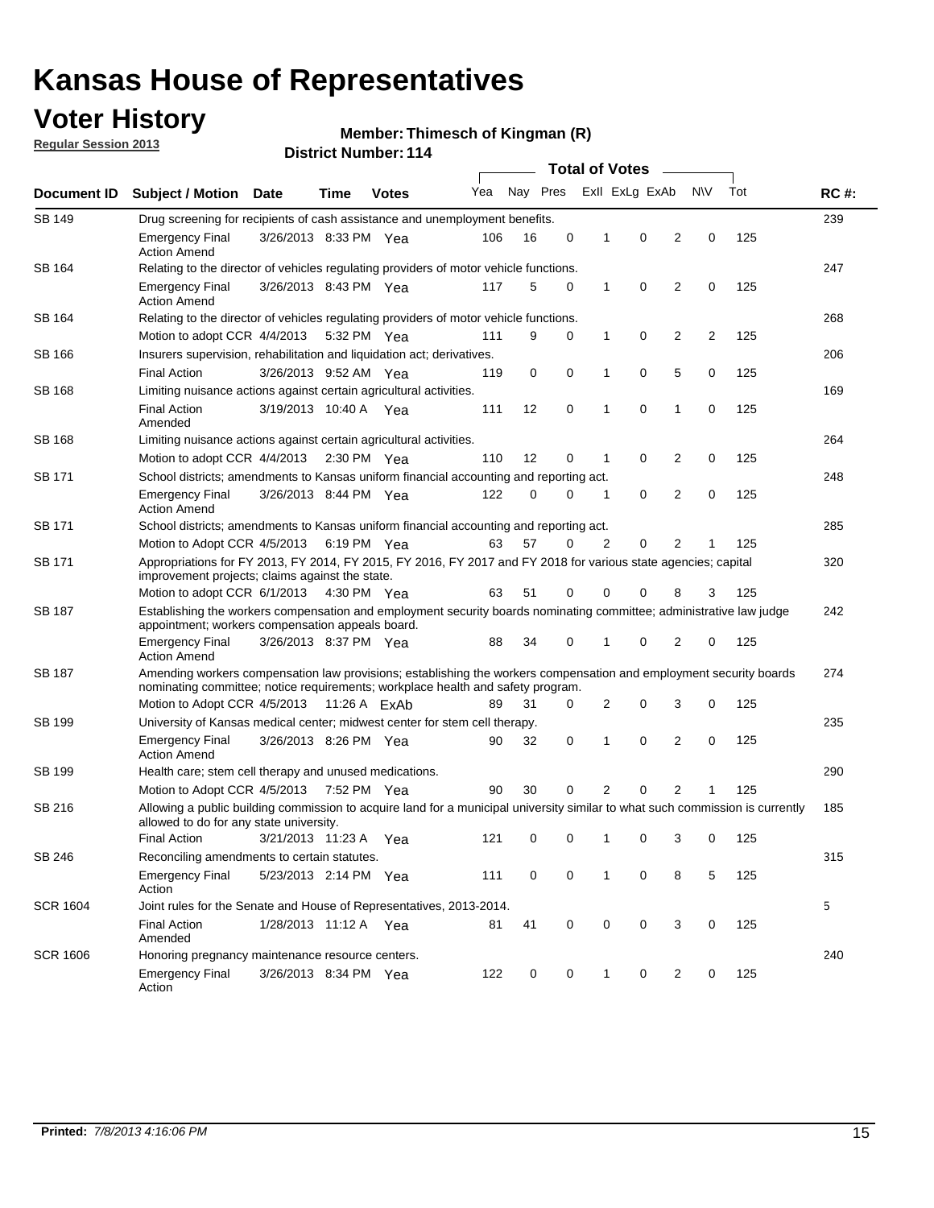# Kansas House of Representatives

## Voter History

**Regular Session 2013**

**Member: Thimesch of Kingman (R)**

**District Number: 114**

| Document ID | Subject / Motion | Date | Time | Votes | Yea | Nay | Pres | ExII | ExLg | ExAb | N\V | Tot | RC #: |
|---|---|---|---|---|---|---|---|---|---|---|---|---|---|
| SB 149 | Drug screening for recipients of cash assistance and unemployment benefits. | | | | | | | | | | | | 239 |
| | Emergency Final Action Amend | 3/26/2013 | 8:33 PM | Yea | 106 | 16 | 0 | 1 | 0 | 2 | 0 | 125 | |
| SB 164 | Relating to the director of vehicles regulating providers of motor vehicle functions. | | | | | | | | | | | | 247 |
| | Emergency Final Action Amend | 3/26/2013 | 8:43 PM | Yea | 117 | 5 | 0 | 1 | 0 | 2 | 0 | 125 | |
| SB 164 | Relating to the director of vehicles regulating providers of motor vehicle functions. | | | | | | | | | | | | 268 |
| | Motion to adopt CCR | 4/4/2013 | 5:32 PM | Yea | 111 | 9 | 0 | 1 | 0 | 2 | 2 | 125 | |
| SB 166 | Insurers supervision, rehabilitation and liquidation act; derivatives. | | | | | | | | | | | | 206 |
| | Final Action | 3/26/2013 | 9:52 AM | Yea | 119 | 0 | 0 | 1 | 0 | 5 | 0 | 125 | |
| SB 168 | Limiting nuisance actions against certain agricultural activities. | | | | | | | | | | | | 169 |
| | Final Action Amended | 3/19/2013 | 10:40 A | Yea | 111 | 12 | 0 | 1 | 0 | 1 | 0 | 125 | |
| SB 168 | Limiting nuisance actions against certain agricultural activities. | | | | | | | | | | | | 264 |
| | Motion to adopt CCR | 4/4/2013 | 2:30 PM | Yea | 110 | 12 | 0 | 1 | 0 | 2 | 0 | 125 | |
| SB 171 | School districts; amendments to Kansas uniform financial accounting and reporting act. | | | | | | | | | | | | 248 |
| | Emergency Final Action Amend | 3/26/2013 | 8:44 PM | Yea | 122 | 0 | 0 | 1 | 0 | 2 | 0 | 125 | |
| SB 171 | School districts; amendments to Kansas uniform financial accounting and reporting act. | | | | | | | | | | | | 285 |
| | Motion to Adopt CCR | 4/5/2013 | 6:19 PM | Yea | 63 | 57 | 0 | 2 | 0 | 2 | 1 | 125 | |
| SB 171 | Appropriations for FY 2013, FY 2014, FY 2015, FY 2016, FY 2017 and FY 2018 for various state agencies; capital improvement projects; claims against the state. | | | | | | | | | | | | 320 |
| | Motion to adopt CCR | 6/1/2013 | 4:30 PM | Yea | 63 | 51 | 0 | 0 | 0 | 8 | 3 | 125 | |
| SB 187 | Establishing the workers compensation and employment security boards nominating committee; administrative law judge appointment; workers compensation appeals board. | | | | | | | | | | | | 242 |
| | Emergency Final Action Amend | 3/26/2013 | 8:37 PM | Yea | 88 | 34 | 0 | 1 | 0 | 2 | 0 | 125 | |
| SB 187 | Amending workers compensation law provisions; establishing the workers compensation and employment security boards nominating committee; notice requirements; workplace health and safety program. | | | | | | | | | | | | 274 |
| | Motion to Adopt CCR | 4/5/2013 | 11:26 A | ExAb | 89 | 31 | 0 | 2 | 0 | 3 | 0 | 125 | |
| SB 199 | University of Kansas medical center; midwest center for stem cell therapy. | | | | | | | | | | | | 235 |
| | Emergency Final Action Amend | 3/26/2013 | 8:26 PM | Yea | 90 | 32 | 0 | 1 | 0 | 2 | 0 | 125 | |
| SB 199 | Health care; stem cell therapy and unused medications. | | | | | | | | | | | | 290 |
| | Motion to Adopt CCR | 4/5/2013 | 7:52 PM | Yea | 90 | 30 | 0 | 2 | 0 | 2 | 1 | 125 | |
| SB 216 | Allowing a public building commission to acquire land for a municipal university similar to what such commission is currently allowed to do for any state university. | | | | | | | | | | | | 185 |
| | Final Action | 3/21/2013 | 11:23 A | Yea | 121 | 0 | 0 | 1 | 0 | 3 | 0 | 125 | |
| SB 246 | Reconciling amendments to certain statutes. | | | | | | | | | | | | 315 |
| | Emergency Final Action | 5/23/2013 | 2:14 PM | Yea | 111 | 0 | 0 | 1 | 0 | 8 | 5 | 125 | |
| SCR 1604 | Joint rules for the Senate and House of Representatives, 2013-2014. | | | | | | | | | | | | 5 |
| | Final Action Amended | 1/28/2013 | 11:12 A | Yea | 81 | 41 | 0 | 0 | 0 | 3 | 0 | 125 | |
| SCR 1606 | Honoring pregnancy maintenance resource centers. | | | | | | | | | | | | 240 |
| | Emergency Final Action | 3/26/2013 | 8:34 PM | Yea | 122 | 0 | 0 | 1 | 0 | 2 | 0 | 125 | |

**Printed:** *7/8/2013 4:16:06 PM*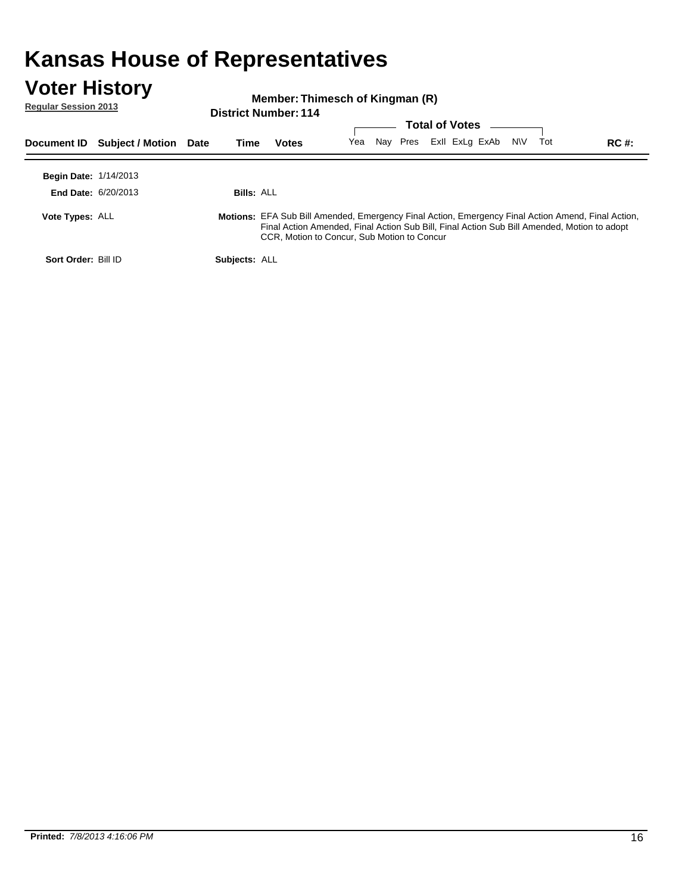# Kansas House of Representatives

## Voter History

**Regular Session 2013**

**Member: Thimesch of Kingman (R)**

**District Number: 114**

| Document ID | Subject / Motion | Date | Time | Votes | Yea | Nay | Pres | ExII | ExLg | ExAb | N\V | Tot | RC #: |
|---|---|---|---|---|---|---|---|---|---|---|---|---|---|

(Yea through Tot are grouped under **Total of Votes**.)

**Begin Date:** 1/14/2013

**End Date:** 6/20/2013

**Bills:** ALL

**Vote Types:** ALL

**Motions:** EFA Sub Bill Amended, Emergency Final Action, Emergency Final Action Amend, Final Action, Final Action Amended, Final Action Sub Bill, Final Action Sub Bill Amended, Motion to adopt CCR, Motion to Concur, Sub Motion to Concur

**Sort Order:** Bill ID

**Subjects:** ALL

**Printed:** *7/8/2013 4:16:06 PM*